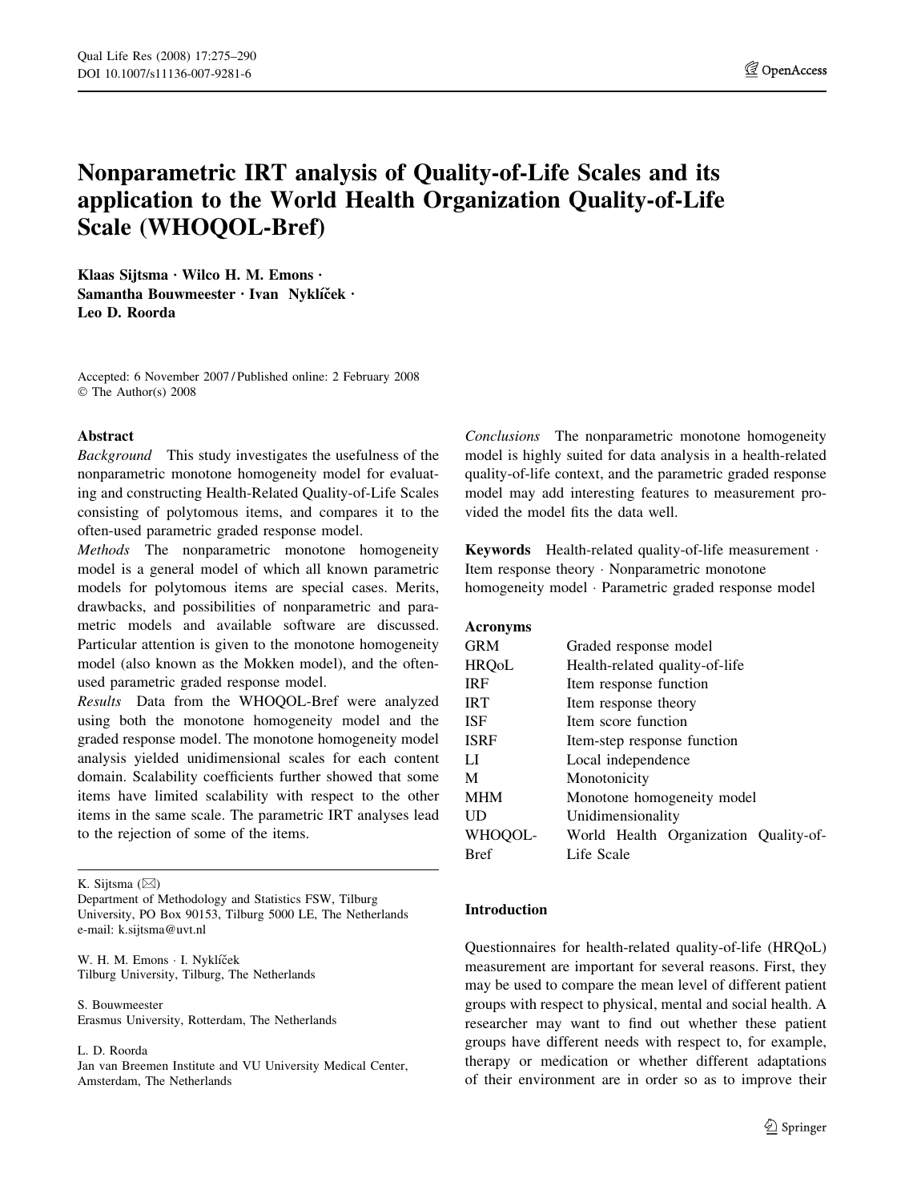# Nonparametric IRT analysis of Quality-of-Life Scales and its application to the World Health Organization Quality-of-Life Scale (WHOQOL-Bref)

**Klaas Sijtsma · Wilco H. M. Emons · Samantha Bouwmeester · Ivan Nyklíček · Leo D. Roorda**

Accepted: 6 November 2007 / Published online: 2 February 2008
© The Author(s) 2008

## Abstract

*Background* This study investigates the usefulness of the nonparametric monotone homogeneity model for evaluating and constructing Health-Related Quality-of-Life Scales consisting of polytomous items, and compares it to the often-used parametric graded response model.

*Methods* The nonparametric monotone homogeneity model is a general model of which all known parametric models for polytomous items are special cases. Merits, drawbacks, and possibilities of nonparametric and parametric models and available software are discussed. Particular attention is given to the monotone homogeneity model (also known as the Mokken model), and the often-used parametric graded response model.

*Results* Data from the WHOQOL-Bref were analyzed using both the monotone homogeneity model and the graded response model. The monotone homogeneity model analysis yielded unidimensional scales for each content domain. Scalability coefficients further showed that some items have limited scalability with respect to the other items in the same scale. The parametric IRT analyses lead to the rejection of some of the items.

*Conclusions* The nonparametric monotone homogeneity model is highly suited for data analysis in a health-related quality-of-life context, and the parametric graded response model may add interesting features to measurement provided the model fits the data well.

**Keywords** Health-related quality-of-life measurement · Item response theory · Nonparametric monotone homogeneity model · Parametric graded response model

**Acronyms**

| | |
|---|---|
| GRM | Graded response model |
| HRQoL | Health-related quality-of-life |
| IRF | Item response function |
| IRT | Item response theory |
| ISF | Item score function |
| ISRF | Item-step response function |
| LI | Local independence |
| M | Monotonicity |
| MHM | Monotone homogeneity model |
| UD | Unidimensionality |
| WHOQOL-Bref | World Health Organization Quality-of-Life Scale |

K. Sijtsma (✉)
Department of Methodology and Statistics FSW, Tilburg University, PO Box 90153, Tilburg 5000 LE, The Netherlands
e-mail: k.sijtsma@uvt.nl

W. H. M. Emons · I. Nyklíček
Tilburg University, Tilburg, The Netherlands

S. Bouwmeester
Erasmus University, Rotterdam, The Netherlands

L. D. Roorda
Jan van Breemen Institute and VU University Medical Center, Amsterdam, The Netherlands

## Introduction

Questionnaires for health-related quality-of-life (HRQoL) measurement are important for several reasons. First, they may be used to compare the mean level of different patient groups with respect to physical, mental and social health. A researcher may want to find out whether these patient groups have different needs with respect to, for example, therapy or medication or whether different adaptations of their environment are in order so as to improve their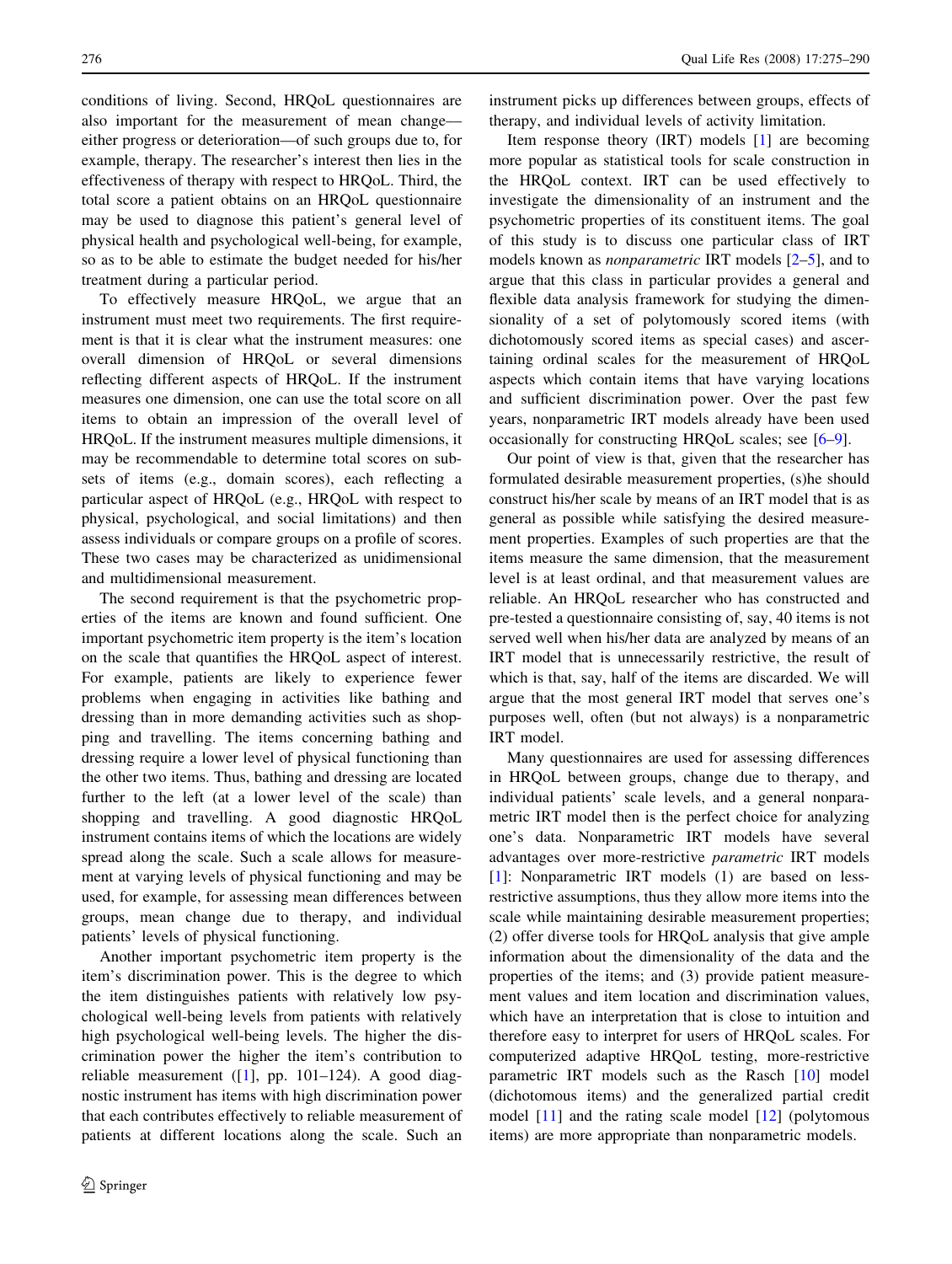conditions of living. Second, HRQoL questionnaires are also important for the measurement of mean change—either progress or deterioration—of such groups due to, for example, therapy. The researcher's interest then lies in the effectiveness of therapy with respect to HRQoL. Third, the total score a patient obtains on an HRQoL questionnaire may be used to diagnose this patient's general level of physical health and psychological well-being, for example, so as to be able to estimate the budget needed for his/her treatment during a particular period.

To effectively measure HRQoL, we argue that an instrument must meet two requirements. The first requirement is that it is clear what the instrument measures: one overall dimension of HRQoL or several dimensions reflecting different aspects of HRQoL. If the instrument measures one dimension, one can use the total score on all items to obtain an impression of the overall level of HRQoL. If the instrument measures multiple dimensions, it may be recommendable to determine total scores on subsets of items (e.g., domain scores), each reflecting a particular aspect of HRQoL (e.g., HRQoL with respect to physical, psychological, and social limitations) and then assess individuals or compare groups on a profile of scores. These two cases may be characterized as unidimensional and multidimensional measurement.

The second requirement is that the psychometric properties of the items are known and found sufficient. One important psychometric item property is the item's location on the scale that quantifies the HRQoL aspect of interest. For example, patients are likely to experience fewer problems when engaging in activities like bathing and dressing than in more demanding activities such as shopping and travelling. The items concerning bathing and dressing require a lower level of physical functioning than the other two items. Thus, bathing and dressing are located further to the left (at a lower level of the scale) than shopping and travelling. A good diagnostic HRQoL instrument contains items of which the locations are widely spread along the scale. Such a scale allows for measurement at varying levels of physical functioning and may be used, for example, for assessing mean differences between groups, mean change due to therapy, and individual patients' levels of physical functioning.

Another important psychometric item property is the item's discrimination power. This is the degree to which the item distinguishes patients with relatively low psychological well-being levels from patients with relatively high psychological well-being levels. The higher the discrimination power the higher the item's contribution to reliable measurement ([1], pp. 101–124). A good diagnostic instrument has items with high discrimination power that each contributes effectively to reliable measurement of patients at different locations along the scale. Such an instrument picks up differences between groups, effects of therapy, and individual levels of activity limitation.

Item response theory (IRT) models [1] are becoming more popular as statistical tools for scale construction in the HRQoL context. IRT can be used effectively to investigate the dimensionality of an instrument and the psychometric properties of its constituent items. The goal of this study is to discuss one particular class of IRT models known as *nonparametric* IRT models [2–5], and to argue that this class in particular provides a general and flexible data analysis framework for studying the dimensionality of a set of polytomously scored items (with dichotomously scored items as special cases) and ascertaining ordinal scales for the measurement of HRQoL aspects which contain items that have varying locations and sufficient discrimination power. Over the past few years, nonparametric IRT models already have been used occasionally for constructing HRQoL scales; see [6–9].

Our point of view is that, given that the researcher has formulated desirable measurement properties, (s)he should construct his/her scale by means of an IRT model that is as general as possible while satisfying the desired measurement properties. Examples of such properties are that the items measure the same dimension, that the measurement level is at least ordinal, and that measurement values are reliable. An HRQoL researcher who has constructed and pre-tested a questionnaire consisting of, say, 40 items is not served well when his/her data are analyzed by means of an IRT model that is unnecessarily restrictive, the result of which is that, say, half of the items are discarded. We will argue that the most general IRT model that serves one's purposes well, often (but not always) is a nonparametric IRT model.

Many questionnaires are used for assessing differences in HRQoL between groups, change due to therapy, and individual patients' scale levels, and a general nonparametric IRT model then is the perfect choice for analyzing one's data. Nonparametric IRT models have several advantages over more-restrictive *parametric* IRT models [1]: Nonparametric IRT models (1) are based on less-restrictive assumptions, thus they allow more items into the scale while maintaining desirable measurement properties; (2) offer diverse tools for HRQoL analysis that give ample information about the dimensionality of the data and the properties of the items; and (3) provide patient measurement values and item location and discrimination values, which have an interpretation that is close to intuition and therefore easy to interpret for users of HRQoL scales. For computerized adaptive HRQoL testing, more-restrictive parametric IRT models such as the Rasch [10] model (dichotomous items) and the generalized partial credit model [11] and the rating scale model [12] (polytomous items) are more appropriate than nonparametric models.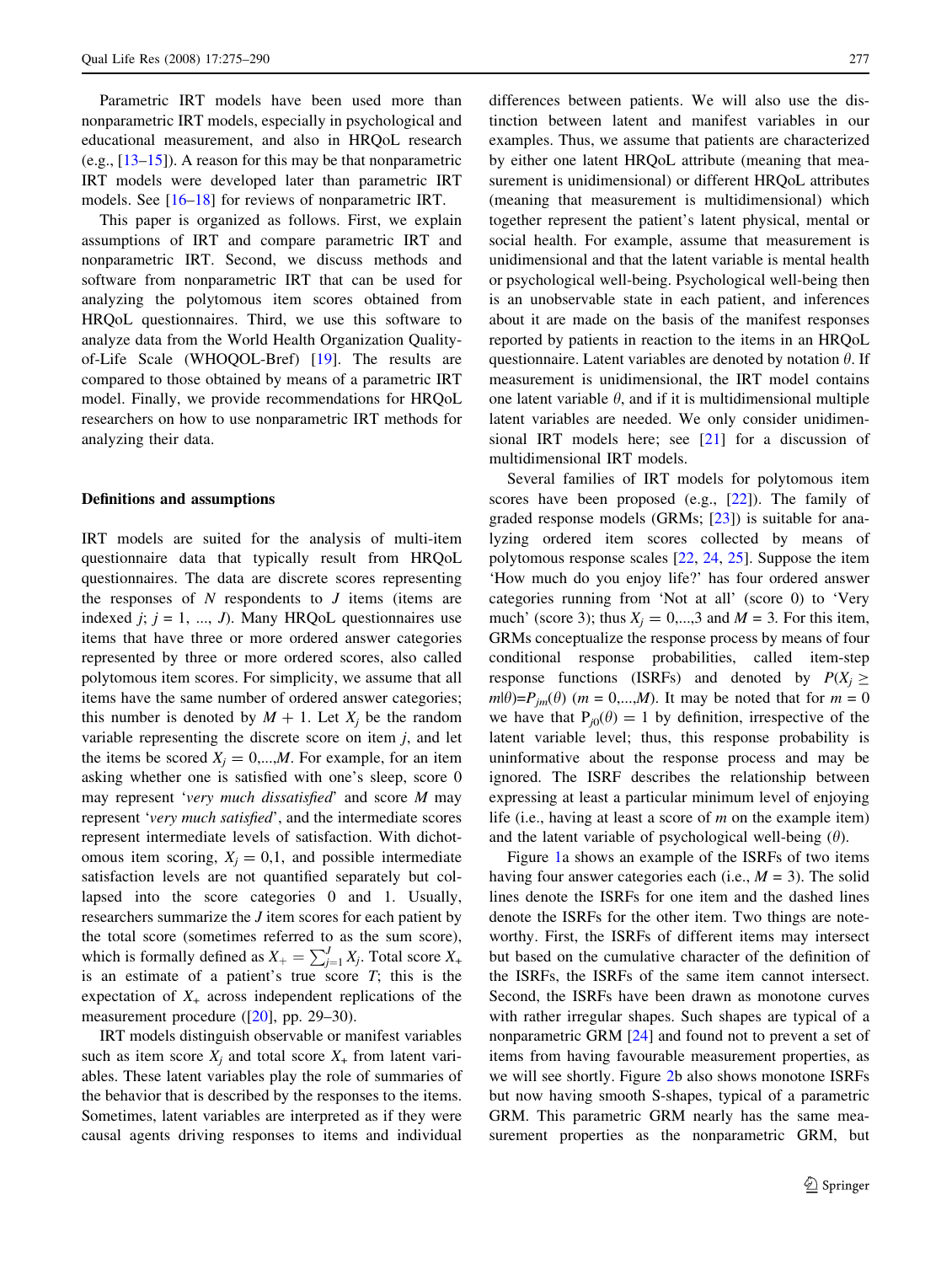Parametric IRT models have been used more than nonparametric IRT models, especially in psychological and educational measurement, and also in HRQoL research (e.g., [13–15]). A reason for this may be that nonparametric IRT models were developed later than parametric IRT models. See [16–18] for reviews of nonparametric IRT.

This paper is organized as follows. First, we explain assumptions of IRT and compare parametric IRT and nonparametric IRT. Second, we discuss methods and software from nonparametric IRT that can be used for analyzing the polytomous item scores obtained from HRQoL questionnaires. Third, we use this software to analyze data from the World Health Organization Quality-of-Life Scale (WHOQOL-Bref) [19]. The results are compared to those obtained by means of a parametric IRT model. Finally, we provide recommendations for HRQoL researchers on how to use nonparametric IRT methods for analyzing their data.

## Definitions and assumptions

IRT models are suited for the analysis of multi-item questionnaire data that typically result from HRQoL questionnaires. The data are discrete scores representing the responses of $N$ respondents to $J$ items (items are indexed $j$; $j = 1, ..., J$). Many HRQoL questionnaires use items that have three or more ordered answer categories represented by three or more ordered scores, also called polytomous item scores. For simplicity, we assume that all items have the same number of ordered answer categories; this number is denoted by $M + 1$. Let $X_j$ be the random variable representing the discrete score on item $j$, and let the items be scored $X_j = 0,...,M$. For example, for an item asking whether one is satisfied with one's sleep, score 0 may represent '*very much dissatisfied*' and score $M$ may represent '*very much satisfied*', and the intermediate scores represent intermediate levels of satisfaction. With dichotomous item scoring, $X_j = 0,1$, and possible intermediate satisfaction levels are not quantified separately but collapsed into the score categories 0 and 1. Usually, researchers summarize the $J$ item scores for each patient by the total score (sometimes referred to as the sum score), which is formally defined as $X_+ = \sum_{j=1}^{J} X_j$. Total score $X_+$ is an estimate of a patient's true score $T$; this is the expectation of $X_+$ across independent replications of the measurement procedure ([20], pp. 29–30).

IRT models distinguish observable or manifest variables such as item score $X_j$ and total score $X_+$ from latent variables. These latent variables play the role of summaries of the behavior that is described by the responses to the items. Sometimes, latent variables are interpreted as if they were causal agents driving responses to items and individual differences between patients. We will also use the distinction between latent and manifest variables in our examples. Thus, we assume that patients are characterized by either one latent HRQoL attribute (meaning that measurement is unidimensional) or different HRQoL attributes (meaning that measurement is multidimensional) which together represent the patient's latent physical, mental or social health. For example, assume that measurement is unidimensional and that the latent variable is mental health or psychological well-being. Psychological well-being then is an unobservable state in each patient, and inferences about it are made on the basis of the manifest responses reported by patients in reaction to the items in an HRQoL questionnaire. Latent variables are denoted by notation $\theta$. If measurement is unidimensional, the IRT model contains one latent variable $\theta$, and if it is multidimensional multiple latent variables are needed. We only consider unidimensional IRT models here; see [21] for a discussion of multidimensional IRT models.

Several families of IRT models for polytomous item scores have been proposed (e.g., [22]). The family of graded response models (GRMs; [23]) is suitable for analyzing ordered item scores collected by means of polytomous response scales [22, 24, 25]. Suppose the item 'How much do you enjoy life?' has four ordered answer categories running from 'Not at all' (score 0) to 'Very much' (score 3); thus $X_j = 0,...,3$ and $M = 3$. For this item, GRMs conceptualize the response process by means of four conditional response probabilities, called item-step response functions (ISRFs) and denoted by $P(X_j \geq m|\theta) = P_{jm}(\theta)$ ($m = 0,...,M$). It may be noted that for $m = 0$ we have that $P_{j0}(\theta) = 1$ by definition, irrespective of the latent variable level; thus, this response probability is uninformative about the response process and may be ignored. The ISRF describes the relationship between expressing at least a particular minimum level of enjoying life (i.e., having at least a score of $m$ on the example item) and the latent variable of psychological well-being ($\theta$).

Figure 1a shows an example of the ISRFs of two items having four answer categories each (i.e., $M = 3$). The solid lines denote the ISRFs for one item and the dashed lines denote the ISRFs for the other item. Two things are noteworthy. First, the ISRFs of different items may intersect but based on the cumulative character of the definition of the ISRFs, the ISRFs of the same item cannot intersect. Second, the ISRFs have been drawn as monotone curves with rather irregular shapes. Such shapes are typical of a nonparametric GRM [24] and found not to prevent a set of items from having favourable measurement properties, as we will see shortly. Figure 2b also shows monotone ISRFs but now having smooth S-shapes, typical of a parametric GRM. This parametric GRM nearly has the same measurement properties as the nonparametric GRM, but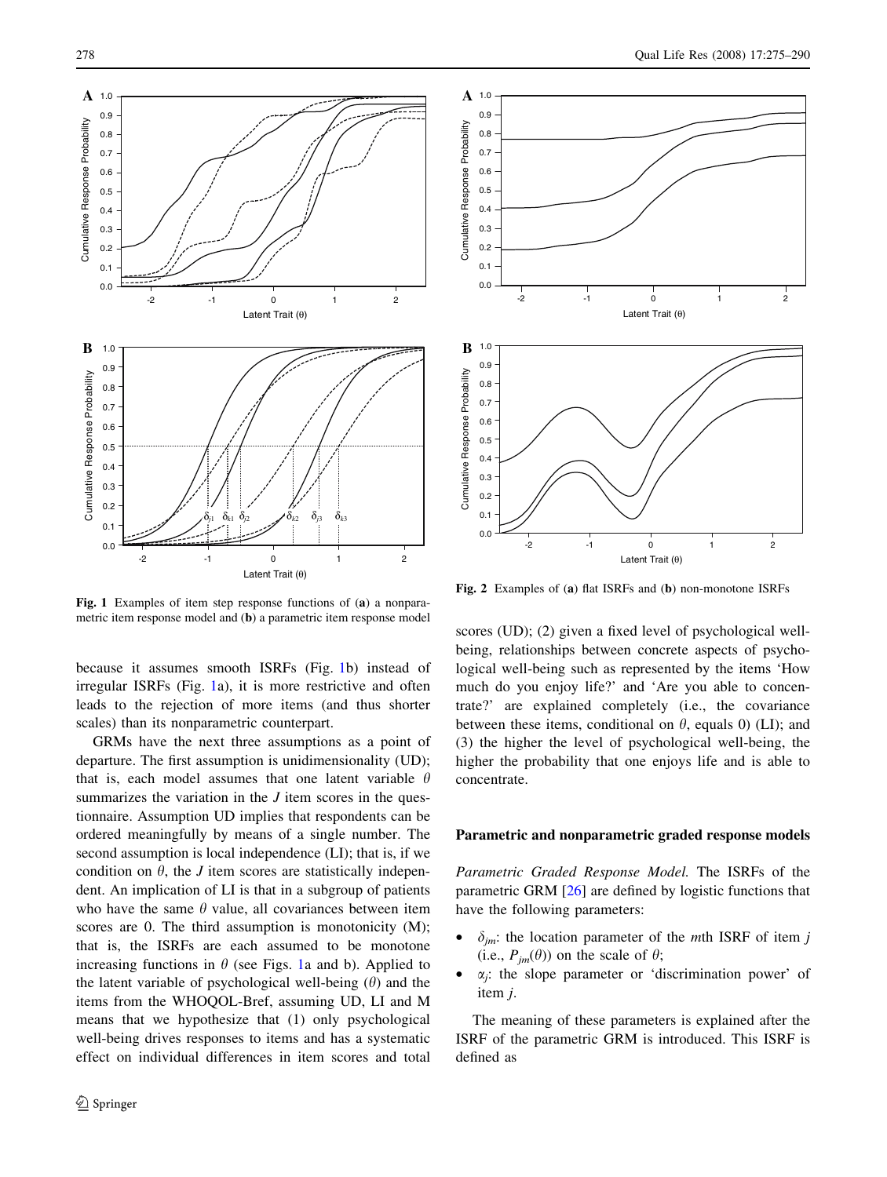Fig. 1 Examples of item step response functions of (**a**) a nonparametric item response model and (**b**) a parametric item response model

Fig. 2 Examples of (**a**) flat ISRFs and (**b**) non-monotone ISRFs

because it assumes smooth ISRFs (Fig. 1b) instead of irregular ISRFs (Fig. 1a), it is more restrictive and often leads to the rejection of more items (and thus shorter scales) than its nonparametric counterpart.

GRMs have the next three assumptions as a point of departure. The first assumption is unidimensionality (UD); that is, each model assumes that one latent variable $\theta$ summarizes the variation in the $J$ item scores in the questionnaire. Assumption UD implies that respondents can be ordered meaningfully by means of a single number. The second assumption is local independence (LI); that is, if we condition on $\theta$, the $J$ item scores are statistically independent. An implication of LI is that in a subgroup of patients who have the same $\theta$ value, all covariances between item scores are 0. The third assumption is monotonicity (M); that is, the ISRFs are each assumed to be monotone increasing functions in $\theta$ (see Figs. 1a and b). Applied to the latent variable of psychological well-being ($\theta$) and the items from the WHOQOL-Bref, assuming UD, LI and M means that we hypothesize that (1) only psychological well-being drives responses to items and has a systematic effect on individual differences in item scores and total scores (UD); (2) given a fixed level of psychological well-being, relationships between concrete aspects of psychological well-being such as represented by the items 'How much do you enjoy life?' and 'Are you able to concentrate?' are explained completely (i.e., the covariance between these items, conditional on $\theta$, equals 0) (LI); and (3) the higher the level of psychological well-being, the higher the probability that one enjoys life and is able to concentrate.

## Parametric and nonparametric graded response models

*Parametric Graded Response Model.* The ISRFs of the parametric GRM [26] are defined by logistic functions that have the following parameters:

- $\delta_{jm}$: the location parameter of the $m$th ISRF of item $j$ (i.e., $P_{jm}(\theta)$) on the scale of $\theta$;
- $\alpha_j$: the slope parameter or 'discrimination power' of item $j$.

The meaning of these parameters is explained after the ISRF of the parametric GRM is introduced. This ISRF is defined as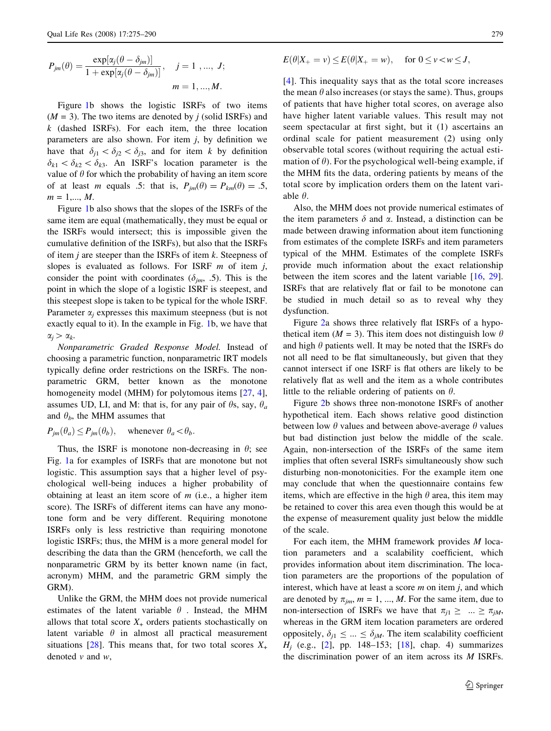$$P_{jm}(\theta) = \frac{\exp[\alpha_j(\theta - \delta_{jm})]}{1 + \exp[\alpha_j(\theta - \delta_{jm})]}, \quad j = 1, ..., J; \quad m = 1, ..., M.$$

Figure 1b shows the logistic ISRFs of two items ($M = 3$). The two items are denoted by $j$ (solid ISRFs) and $k$ (dashed ISRFs). For each item, the three location parameters are also shown. For item $j$, by definition we have that $\delta_{j1} < \delta_{j2} < \delta_{j3}$, and for item $k$ by definition $\delta_{k1} < \delta_{k2} < \delta_{k3}$. An ISRF's location parameter is the value of $\theta$ for which the probability of having an item score of at least $m$ equals .5: that is, $P_{jm}(\theta) = P_{km}(\theta) = .5$, $m = 1, ..., M$.

Figure 1b also shows that the slopes of the ISRFs of the same item are equal (mathematically, they must be equal or the ISRFs would intersect; this is impossible given the cumulative definition of the ISRFs), but also that the ISRFs of item $j$ are steeper than the ISRFs of item $k$. Steepness of slopes is evaluated as follows. For ISRF $m$ of item $j$, consider the point with coordinates ($\delta_{jm}$, .5). This is the point in which the slope of a logistic ISRF is steepest, and this steepest slope is taken to be typical for the whole ISRF. Parameter $\alpha_j$ expresses this maximum steepness (but is not exactly equal to it). In the example in Fig. 1b, we have that $\alpha_j > \alpha_k$.

*Nonparametric Graded Response Model.* Instead of choosing a parametric function, nonparametric IRT models typically define order restrictions on the ISRFs. The nonparametric GRM, better known as the monotone homogeneity model (MHM) for polytomous items [27, 4], assumes UD, LI, and M: that is, for any pair of $\theta$s, say, $\theta_a$ and $\theta_b$, the MHM assumes that

$$P_{jm}(\theta_a) \leq P_{jm}(\theta_b), \quad \text{whenever } \theta_a < \theta_b.$$

Thus, the ISRF is monotone non-decreasing in $\theta$; see Fig. 1a for examples of ISRFs that are monotone but not logistic. This assumption says that a higher level of psychological well-being induces a higher probability of obtaining at least an item score of $m$ (i.e., a higher item score). The ISRFs of different items can have any monotone form and be very different. Requiring monotone ISRFs only is less restrictive than requiring monotone logistic ISRFs; thus, the MHM is a more general model for describing the data than the GRM (henceforth, we call the nonparametric GRM by its better known name (in fact, acronym) MHM, and the parametric GRM simply the GRM).

Unlike the GRM, the MHM does not provide numerical estimates of the latent variable $\theta$. Instead, the MHM allows that total score $X_+$ orders patients stochastically on latent variable $\theta$ in almost all practical measurement situations [28]. This means that, for two total scores $X_+$ denoted $v$ and $w$,

$$E(\theta | X_+ = v) \leq E(\theta | X_+ = w), \quad \text{for } 0 \leq v < w \leq J,$$

[4]. This inequality says that as the total score increases the mean $\theta$ also increases (or stays the same). Thus, groups of patients that have higher total scores, on average also have higher latent variable values. This result may not seem spectacular at first sight, but it (1) ascertains an ordinal scale for patient measurement (2) using only observable total scores (without requiring the actual estimation of $\theta$). For the psychological well-being example, if the MHM fits the data, ordering patients by means of the total score by implication orders them on the latent variable $\theta$.

Also, the MHM does not provide numerical estimates of the item parameters $\delta$ and $\alpha$. Instead, a distinction can be made between drawing information about item functioning from estimates of the complete ISRFs and item parameters typical of the MHM. Estimates of the complete ISRFs provide much information about the exact relationship between the item scores and the latent variable [16, 29]. ISRFs that are relatively flat or fail to be monotone can be studied in much detail so as to reveal why they dysfunction.

Figure 2a shows three relatively flat ISRFs of a hypothetical item ($M = 3$). This item does not distinguish low $\theta$ and high $\theta$ patients well. It may be noted that the ISRFs do not all need to be flat simultaneously, but given that they cannot intersect if one ISRF is flat others are likely to be relatively flat as well and the item as a whole contributes little to the reliable ordering of patients on $\theta$.

Figure 2b shows three non-monotone ISRFs of another hypothetical item. Each shows relative good distinction between low $\theta$ values and between above-average $\theta$ values but bad distinction just below the middle of the scale. Again, non-intersection of the ISRFs of the same item implies that often several ISRFs simultaneously show such disturbing non-monotonicities. For the example item one may conclude that when the questionnaire contains few items, which are effective in the high $\theta$ area, this item may be retained to cover this area even though this would be at the expense of measurement quality just below the middle of the scale.

For each item, the MHM framework provides $M$ location parameters and a scalability coefficient, which provides information about item discrimination. The location parameters are the proportions of the population of interest, which have at least a score $m$ on item $j$, and which are denoted by $\pi_{jm}$, $m = 1, ..., M$. For the same item, due to non-intersection of ISRFs we have that $\pi_{j1} \geq \ ... \geq \pi_{jM}$, whereas in the GRM item location parameters are ordered oppositely, $\delta_{j1} \leq ... \leq \delta_{jM}$. The item scalability coefficient $H_j$ (e.g., [2], pp. 148–153; [18], chap. 4) summarizes the discrimination power of an item across its $M$ ISRFs.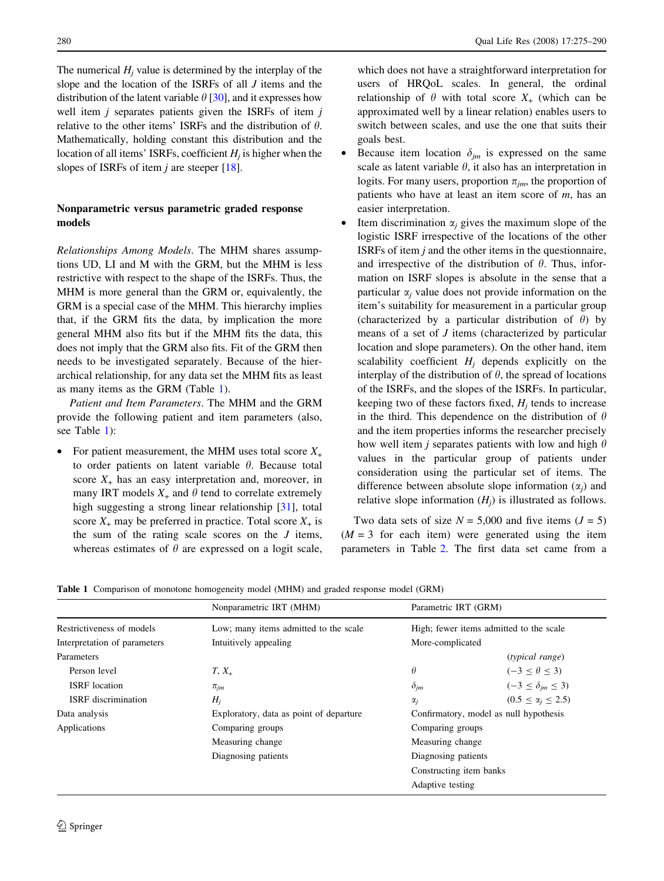The numerical $H_j$ value is determined by the interplay of the slope and the location of the ISRFs of all $J$ items and the distribution of the latent variable $\theta$ [30], and it expresses how well item $j$ separates patients given the ISRFs of item $j$ relative to the other items' ISRFs and the distribution of $\theta$. Mathematically, holding constant this distribution and the location of all items' ISRFs, coefficient $H_j$ is higher when the slopes of ISRFs of item $j$ are steeper [18].

## Nonparametric versus parametric graded response models

*Relationships Among Models*. The MHM shares assumptions UD, LI and M with the GRM, but the MHM is less restrictive with respect to the shape of the ISRFs. Thus, the MHM is more general than the GRM or, equivalently, the GRM is a special case of the MHM. This hierarchy implies that, if the GRM fits the data, by implication the more general MHM also fits but if the MHM fits the data, this does not imply that the GRM also fits. Fit of the GRM then needs to be investigated separately. Because of the hierarchical relationship, for any data set the MHM fits as least as many items as the GRM (Table 1).

*Patient and Item Parameters*. The MHM and the GRM provide the following patient and item parameters (also, see Table 1):

- For patient measurement, the MHM uses total score $X_+$ to order patients on latent variable $\theta$. Because total score $X_+$ has an easy interpretation and, moreover, in many IRT models $X_+$ and $\theta$ tend to correlate extremely high suggesting a strong linear relationship [31], total score $X_+$ may be preferred in practice. Total score $X_+$ is the sum of the rating scale scores on the $J$ items, whereas estimates of $\theta$ are expressed on a logit scale, which does not have a straightforward interpretation for users of HRQoL scales. In general, the ordinal relationship of $\theta$ with total score $X_+$ (which can be approximated well by a linear relation) enables users to switch between scales, and use the one that suits their goals best.
- Because item location $\delta_{jm}$ is expressed on the same scale as latent variable $\theta$, it also has an interpretation in logits. For many users, proportion $\pi_{jm}$, the proportion of patients who have at least an item score of $m$, has an easier interpretation.
- Item discrimination $\alpha_j$ gives the maximum slope of the logistic ISRF irrespective of the locations of the other ISRFs of item $j$ and the other items in the questionnaire, and irrespective of the distribution of $\theta$. Thus, information on ISRF slopes is absolute in the sense that a particular $\alpha_j$ value does not provide information on the item's suitability for measurement in a particular group (characterized by a particular distribution of $\theta$) by means of a set of $J$ items (characterized by particular location and slope parameters). On the other hand, item scalability coefficient $H_j$ depends explicitly on the interplay of the distribution of $\theta$, the spread of locations of the ISRFs, and the slopes of the ISRFs. In particular, keeping two of these factors fixed, $H_j$ tends to increase in the third. This dependence on the distribution of $\theta$ and the item properties informs the researcher precisely how well item $j$ separates patients with low and high $\theta$ values in the particular group of patients under consideration using the particular set of items. The difference between absolute slope information ($\alpha_j$) and relative slope information ($H_j$) is illustrated as follows.

Two data sets of size $N = 5{,}000$ and five items ($J = 5$) ($M = 3$ for each item) were generated using the item parameters in Table 2. The first data set came from a

**Table 1** Comparison of monotone homogeneity model (MHM) and graded response model (GRM)

| | Nonparametric IRT (MHM) | Parametric IRT (GRM) | |
|---|---|---|---|
| Restrictiveness of models | Low; many items admitted to the scale | High; fewer items admitted to the scale | |
| Interpretation of parameters | Intuitively appealing | More-complicated | |
| Parameters | | | (*typical range*) |
| Person level | $T$, $X_+$ | $\theta$ | $(-3 \leq \theta \leq 3)$ |
| ISRF location | $\pi_{jm}$ | $\delta_{jm}$ | $(-3 \leq \delta_{jm} \leq 3)$ |
| ISRF discrimination | $H_j$ | $\alpha_j$ | $(0.5 \leq \alpha_j \leq 2.5)$ |
| Data analysis | Exploratory, data as point of departure | Confirmatory, model as null hypothesis | |
| Applications | Comparing groups | Comparing groups | |
| | Measuring change | Measuring change | |
| | Diagnosing patients | Diagnosing patients | |
| | | Constructing item banks | |
| | | Adaptive testing | |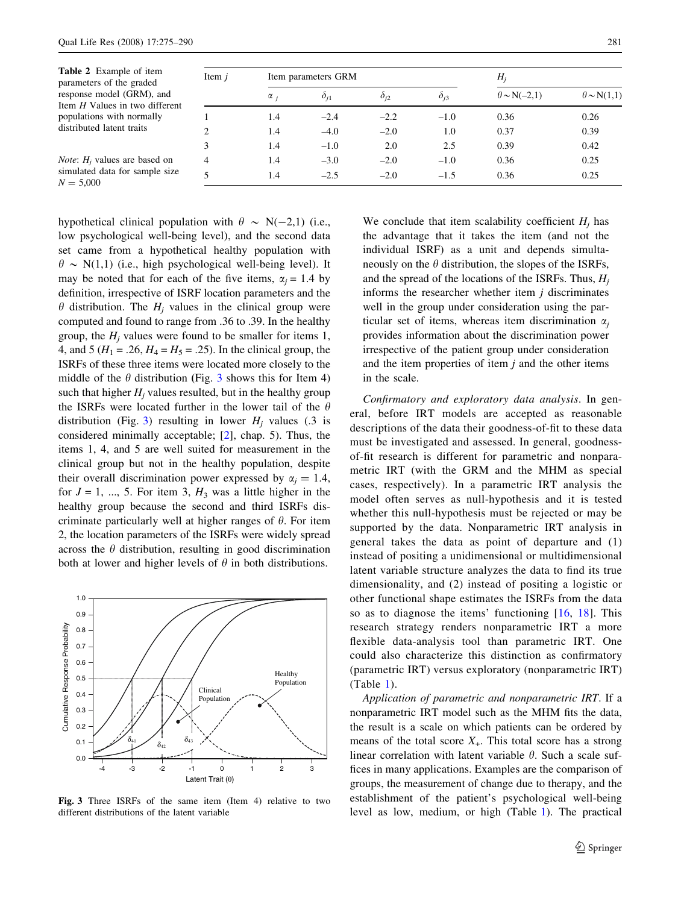**Table 2** Example of item parameters of the graded response model (GRM), and Item $H$ Values in two different populations with normally distributed latent traits

| Item $j$ | Item parameters GRM | | | | $H_j$ | |
|---|---|---|---|---|---|---|
| | $\alpha_j$ | $\delta_{j1}$ | $\delta_{j2}$ | $\delta_{j3}$ | $\theta \sim N(-2,1)$ | $\theta \sim N(1,1)$ |
| 1 | 1.4 | −2.4 | −2.2 | −1.0 | 0.36 | 0.26 |
| 2 | 1.4 | −4.0 | −2.0 | 1.0 | 0.37 | 0.39 |
| 3 | 1.4 | −1.0 | 2.0 | 2.5 | 0.39 | 0.42 |
| 4 | 1.4 | −3.0 | −2.0 | −1.0 | 0.36 | 0.25 |
| 5 | 1.4 | −2.5 | −2.0 | −1.5 | 0.36 | 0.25 |

*Note*: $H_j$ values are based on simulated data for sample size $N = 5{,}000$

hypothetical clinical population with $\theta \sim N(-2,1)$ (i.e., low psychological well-being level), and the second data set came from a hypothetical healthy population with $\theta \sim N(1,1)$ (i.e., high psychological well-being level). It may be noted that for each of the five items, $\alpha_j = 1.4$ by definition, irrespective of ISRF location parameters and the $\theta$ distribution. The $H_j$ values in the clinical group were computed and found to range from .36 to .39. In the healthy group, the $H_j$ values were found to be smaller for items 1, 4, and 5 ($H_1 = .26$, $H_4 = H_5 = .25$). In the clinical group, the ISRFs of these three items were located more closely to the middle of the $\theta$ distribution (Fig. 3 shows this for Item 4) such that higher $H_j$ values resulted, but in the healthy group the ISRFs were located further in the lower tail of the $\theta$ distribution (Fig. 3) resulting in lower $H_j$ values (.3 is considered minimally acceptable; [2], chap. 5). Thus, the items 1, 4, and 5 are well suited for measurement in the clinical group but not in the healthy population, despite their overall discrimination power expressed by $\alpha_j = 1.4$, for $J = 1, ..., 5$. For item 3, $H_3$ was a little higher in the healthy group because the second and third ISRFs discriminate particularly well at higher ranges of $\theta$. For item 2, the location parameters of the ISRFs were widely spread across the $\theta$ distribution, resulting in good discrimination both at lower and higher levels of $\theta$ in both distributions.

**Fig. 3** Three ISRFs of the same item (Item 4) relative to two different distributions of the latent variable

We conclude that item scalability coefficient $H_j$ has the advantage that it takes the item (and not the individual ISRF) as a unit and depends simultaneously on the $\theta$ distribution, the slopes of the ISRFs, and the spread of the locations of the ISRFs. Thus, $H_j$ informs the researcher whether item $j$ discriminates well in the group under consideration using the particular set of items, whereas item discrimination $\alpha_j$ provides information about the discrimination power irrespective of the patient group under consideration and the item properties of item $j$ and the other items in the scale.

*Confirmatory and exploratory data analysis*. In general, before IRT models are accepted as reasonable descriptions of the data their goodness-of-fit to these data must be investigated and assessed. In general, goodness-of-fit research is different for parametric and nonparametric IRT (with the GRM and the MHM as special cases, respectively). In a parametric IRT analysis the model often serves as null-hypothesis and it is tested whether this null-hypothesis must be rejected or may be supported by the data. Nonparametric IRT analysis in general takes the data as point of departure and (1) instead of positing a unidimensional or multidimensional latent variable structure analyzes the data to find its true dimensionality, and (2) instead of positing a logistic or other functional shape estimates the ISRFs from the data so as to diagnose the items' functioning [16, 18]. This research strategy renders nonparametric IRT a more flexible data-analysis tool than parametric IRT. One could also characterize this distinction as confirmatory (parametric IRT) versus exploratory (nonparametric IRT) (Table 1).

*Application of parametric and nonparametric IRT*. If a nonparametric IRT model such as the MHM fits the data, the result is a scale on which patients can be ordered by means of the total score $X_+$. This total score has a strong linear correlation with latent variable $\theta$. Such a scale suffices in many applications. Examples are the comparison of groups, the measurement of change due to therapy, and the establishment of the patient's psychological well-being level as low, medium, or high (Table 1). The practical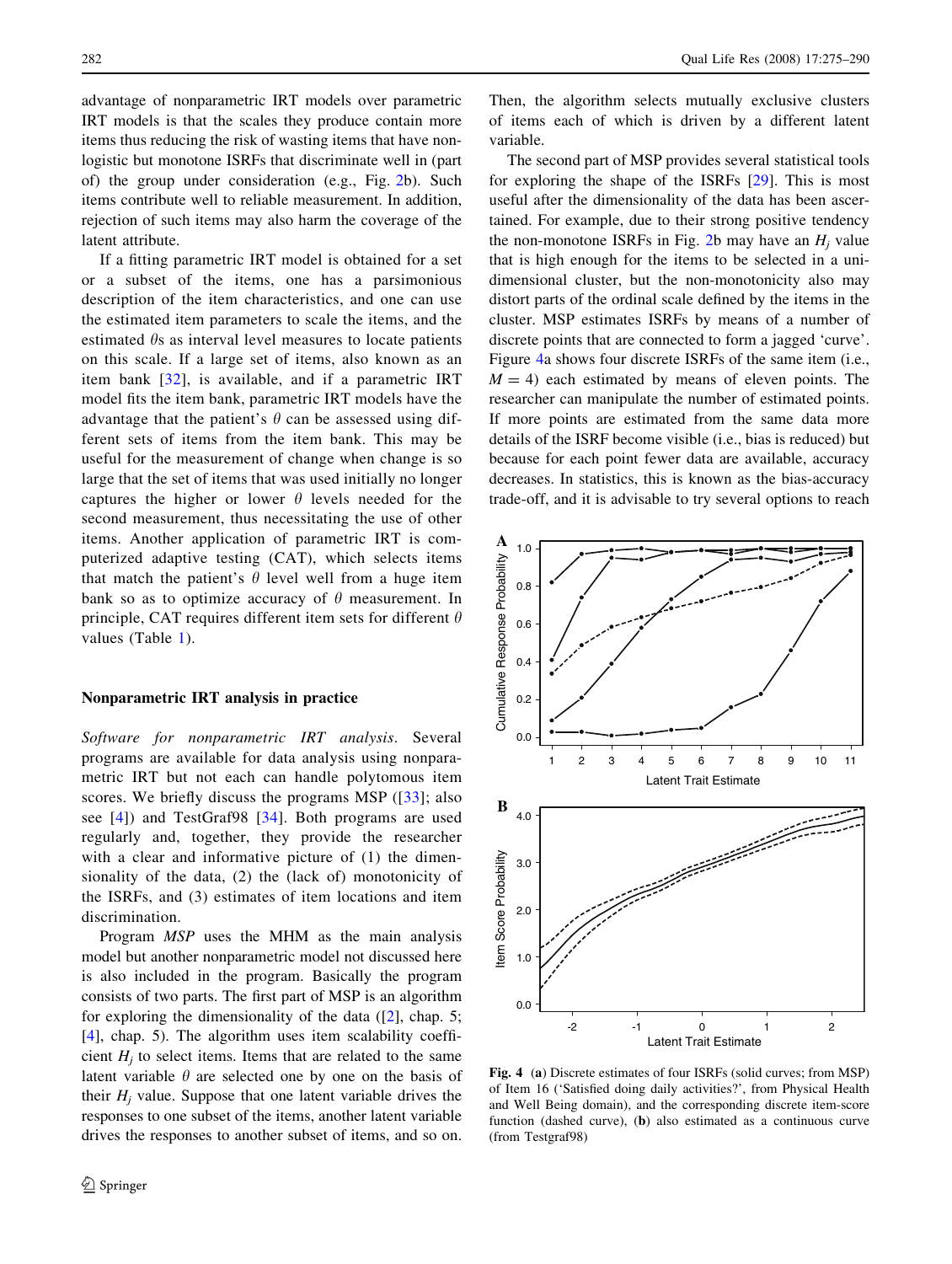advantage of nonparametric IRT models over parametric IRT models is that the scales they produce contain more items thus reducing the risk of wasting items that have non-logistic but monotone ISRFs that discriminate well in (part of) the group under consideration (e.g., Fig. 2b). Such items contribute well to reliable measurement. In addition, rejection of such items may also harm the coverage of the latent attribute.

If a fitting parametric IRT model is obtained for a set or a subset of the items, one has a parsimonious description of the item characteristics, and one can use the estimated item parameters to scale the items, and the estimated $\theta$s as interval level measures to locate patients on this scale. If a large set of items, also known as an item bank [32], is available, and if a parametric IRT model fits the item bank, parametric IRT models have the advantage that the patient's $\theta$ can be assessed using different sets of items from the item bank. This may be useful for the measurement of change when change is so large that the set of items that was used initially no longer captures the higher or lower $\theta$ levels needed for the second measurement, thus necessitating the use of other items. Another application of parametric IRT is computerized adaptive testing (CAT), which selects items that match the patient's $\theta$ level well from a huge item bank so as to optimize accuracy of $\theta$ measurement. In principle, CAT requires different item sets for different $\theta$ values (Table 1).

## Nonparametric IRT analysis in practice

*Software for nonparametric IRT analysis.* Several programs are available for data analysis using nonparametric IRT but not each can handle polytomous item scores. We briefly discuss the programs MSP ([33]; also see [4]) and TestGraf98 [34]. Both programs are used regularly and, together, they provide the researcher with a clear and informative picture of (1) the dimensionality of the data, (2) the (lack of) monotonicity of the ISRFs, and (3) estimates of item locations and item discrimination.

Program *MSP* uses the MHM as the main analysis model but another nonparametric model not discussed here is also included in the program. Basically the program consists of two parts. The first part of MSP is an algorithm for exploring the dimensionality of the data ([2], chap. 5; [4], chap. 5). The algorithm uses item scalability coefficient $H_j$ to select items. Items that are related to the same latent variable $\theta$ are selected one by one on the basis of their $H_j$ value. Suppose that one latent variable drives the responses to one subset of the items, another latent variable drives the responses to another subset of items, and so on. Then, the algorithm selects mutually exclusive clusters of items each of which is driven by a different latent variable.

The second part of MSP provides several statistical tools for exploring the shape of the ISRFs [29]. This is most useful after the dimensionality of the data has been ascertained. For example, due to their strong positive tendency the non-monotone ISRFs in Fig. 2b may have an $H_j$ value that is high enough for the items to be selected in a unidimensional cluster, but the non-monotonicity also may distort parts of the ordinal scale defined by the items in the cluster. MSP estimates ISRFs by means of a number of discrete points that are connected to form a jagged 'curve'. Figure 4a shows four discrete ISRFs of the same item (i.e., $M = 4$) each estimated by means of eleven points. The researcher can manipulate the number of estimated points. If more points are estimated from the same data more details of the ISRF become visible (i.e., bias is reduced) but because for each point fewer data are available, accuracy decreases. In statistics, this is known as the bias-accuracy trade-off, and it is advisable to try several options to reach

**Fig. 4** (**a**) Discrete estimates of four ISRFs (solid curves; from MSP) of Item 16 ('Satisfied doing daily activities?', from Physical Health and Well Being domain), and the corresponding discrete item-score function (dashed curve), (**b**) also estimated as a continuous curve (from Testgraf98)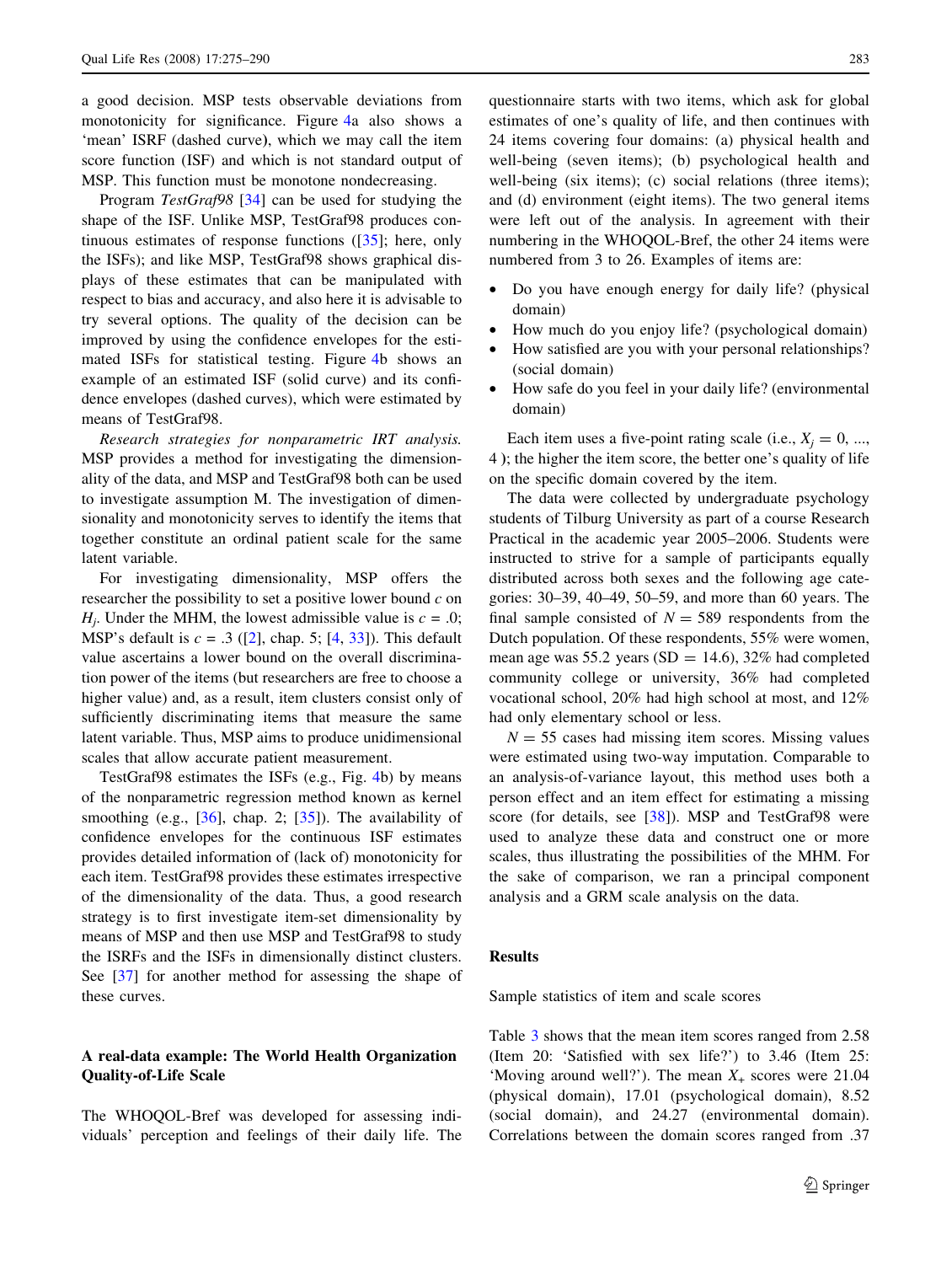a good decision. MSP tests observable deviations from monotonicity for significance. Figure 4a also shows a 'mean' ISRF (dashed curve), which we may call the item score function (ISF) and which is not standard output of MSP. This function must be monotone nondecreasing.

Program *TestGraf98* [34] can be used for studying the shape of the ISF. Unlike MSP, TestGraf98 produces continuous estimates of response functions ([35]; here, only the ISFs); and like MSP, TestGraf98 shows graphical displays of these estimates that can be manipulated with respect to bias and accuracy, and also here it is advisable to try several options. The quality of the decision can be improved by using the confidence envelopes for the estimated ISFs for statistical testing. Figure 4b shows an example of an estimated ISF (solid curve) and its confidence envelopes (dashed curves), which were estimated by means of TestGraf98.

*Research strategies for nonparametric IRT analysis.* MSP provides a method for investigating the dimensionality of the data, and MSP and TestGraf98 both can be used to investigate assumption M. The investigation of dimensionality and monotonicity serves to identify the items that together constitute an ordinal patient scale for the same latent variable.

For investigating dimensionality, MSP offers the researcher the possibility to set a positive lower bound $c$ on $H_j$. Under the MHM, the lowest admissible value is $c = .0$; MSP's default is $c = .3$ ([2], chap. 5; [4, 33]). This default value ascertains a lower bound on the overall discrimination power of the items (but researchers are free to choose a higher value) and, as a result, item clusters consist only of sufficiently discriminating items that measure the same latent variable. Thus, MSP aims to produce unidimensional scales that allow accurate patient measurement.

TestGraf98 estimates the ISFs (e.g., Fig. 4b) by means of the nonparametric regression method known as kernel smoothing (e.g., [36], chap. 2; [35]). The availability of confidence envelopes for the continuous ISF estimates provides detailed information of (lack of) monotonicity for each item. TestGraf98 provides these estimates irrespective of the dimensionality of the data. Thus, a good research strategy is to first investigate item-set dimensionality by means of MSP and then use MSP and TestGraf98 to study the ISRFs and the ISFs in dimensionally distinct clusters. See [37] for another method for assessing the shape of these curves.

## A real-data example: The World Health Organization Quality-of-Life Scale

The WHOQOL-Bref was developed for assessing individuals' perception and feelings of their daily life. The questionnaire starts with two items, which ask for global estimates of one's quality of life, and then continues with 24 items covering four domains: (a) physical health and well-being (seven items); (b) psychological health and well-being (six items); (c) social relations (three items); and (d) environment (eight items). The two general items were left out of the analysis. In agreement with their numbering in the WHOQOL-Bref, the other 24 items were numbered from 3 to 26. Examples of items are:

- Do you have enough energy for daily life? (physical domain)
- How much do you enjoy life? (psychological domain)
- How satisfied are you with your personal relationships? (social domain)
- How safe do you feel in your daily life? (environmental domain)

Each item uses a five-point rating scale (i.e., $X_j = 0, ..., 4$); the higher the item score, the better one's quality of life on the specific domain covered by the item.

The data were collected by undergraduate psychology students of Tilburg University as part of a course Research Practical in the academic year 2005–2006. Students were instructed to strive for a sample of participants equally distributed across both sexes and the following age categories: 30–39, 40–49, 50–59, and more than 60 years. The final sample consisted of $N = 589$ respondents from the Dutch population. Of these respondents, 55% were women, mean age was 55.2 years (SD = 14.6), 32% had completed community college or university, 36% had completed vocational school, 20% had high school at most, and 12% had only elementary school or less.

$N = 55$ cases had missing item scores. Missing values were estimated using two-way imputation. Comparable to an analysis-of-variance layout, this method uses both a person effect and an item effect for estimating a missing score (for details, see [38]). MSP and TestGraf98 were used to analyze these data and construct one or more scales, thus illustrating the possibilities of the MHM. For the sake of comparison, we ran a principal component analysis and a GRM scale analysis on the data.

## Results

### Sample statistics of item and scale scores

Table 3 shows that the mean item scores ranged from 2.58 (Item 20: 'Satisfied with sex life?') to 3.46 (Item 25: 'Moving around well?'). The mean $X_+$ scores were 21.04 (physical domain), 17.01 (psychological domain), 8.52 (social domain), and 24.27 (environmental domain). Correlations between the domain scores ranged from .37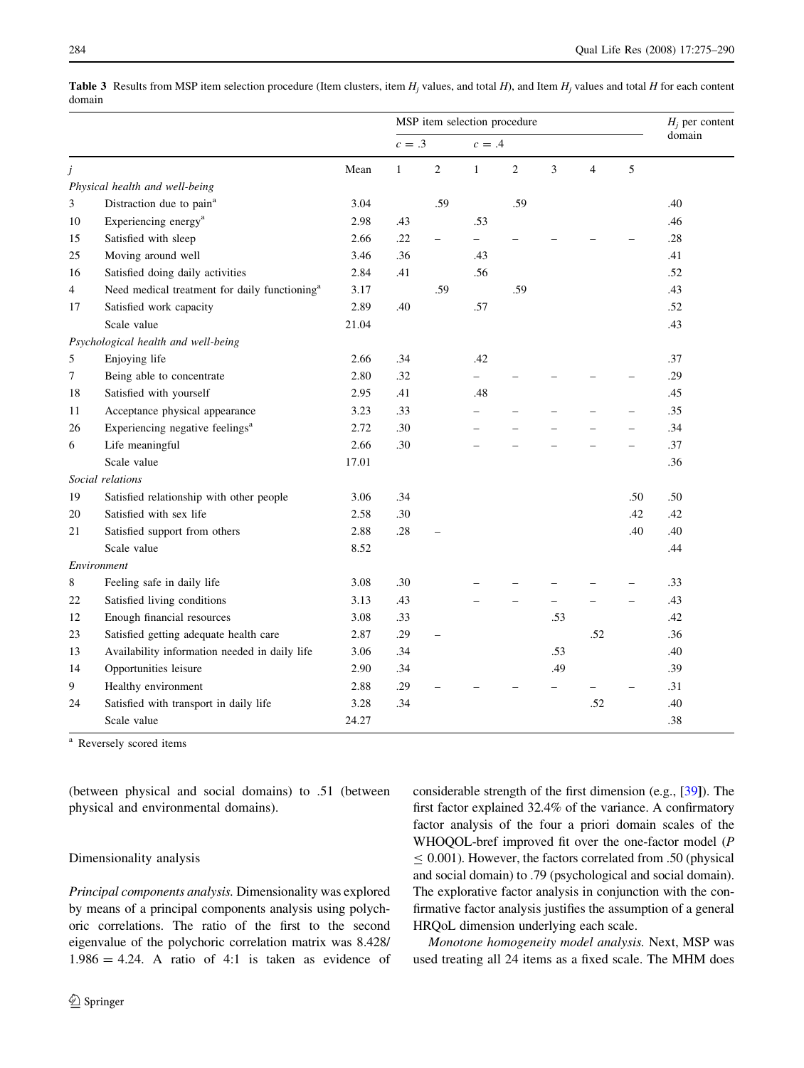**Table 3** Results from MSP item selection procedure (Item clusters, item $H_j$ values, and total $H$), and Item $H_j$ values and total $H$ for each content domain

| | | | MSP item selection procedure | | | | | | | $H_j$ per content domain |
|---|---|---|---|---|---|---|---|---|---|---|
| | | | $c = .3$ | | $c = .4$ | | | | | |
| $j$ | | Mean | 1 | 2 | 1 | 2 | 3 | 4 | 5 | |
| *Physical health and well-being* | | | | | | | | | | |
| 3 | Distraction due to pain[a] | 3.04 | | .59 | | .59 | | | | .40 |
| 10 | Experiencing energy[a] | 2.98 | .43 | | .53 | | | | | .46 |
| 15 | Satisfied with sleep | 2.66 | .22 | – | – | – | – | – | – | .28 |
| 25 | Moving around well | 3.46 | .36 | | .43 | | | | | .41 |
| 16 | Satisfied doing daily activities | 2.84 | .41 | | .56 | | | | | .52 |
| 4 | Need medical treatment for daily functioning[a] | 3.17 | | .59 | | .59 | | | | .43 |
| 17 | Satisfied work capacity | 2.89 | .40 | | .57 | | | | | .52 |
| | Scale value | 21.04 | | | | | | | | .43 |
| *Psychological health and well-being* | | | | | | | | | | |
| 5 | Enjoying life | 2.66 | .34 | | .42 | | | | | .37 |
| 7 | Being able to concentrate | 2.80 | .32 | | – | – | – | – | – | .29 |
| 18 | Satisfied with yourself | 2.95 | .41 | | .48 | | | | | .45 |
| 11 | Acceptance physical appearance | 3.23 | .33 | | – | – | – | – | – | .35 |
| 26 | Experiencing negative feelings[a] | 2.72 | .30 | | – | – | – | – | – | .34 |
| 6 | Life meaningful | 2.66 | .30 | | – | – | – | – | – | .37 |
| | Scale value | 17.01 | | | | | | | | .36 |
| *Social relations* | | | | | | | | | | |
| 19 | Satisfied relationship with other people | 3.06 | .34 | | | | | | .50 | .50 |
| 20 | Satisfied with sex life | 2.58 | .30 | | | | | | .42 | .42 |
| 21 | Satisfied support from others | 2.88 | .28 | – | | | | | .40 | .40 |
| | Scale value | 8.52 | | | | | | | | .44 |
| *Environment* | | | | | | | | | | |
| 8 | Feeling safe in daily life | 3.08 | .30 | | – | – | – | – | – | .33 |
| 22 | Satisfied living conditions | 3.13 | .43 | | – | – | – | – | – | .43 |
| 12 | Enough financial resources | 3.08 | .33 | | | | .53 | | | .42 |
| 23 | Satisfied getting adequate health care | 2.87 | .29 | – | | | | .52 | | .36 |
| 13 | Availability information needed in daily life | 3.06 | .34 | | | | .53 | | | .40 |
| 14 | Opportunities leisure | 2.90 | .34 | | | | .49 | | | .39 |
| 9 | Healthy environment | 2.88 | .29 | – | – | – | – | – | – | .31 |
| 24 | Satisfied with transport in daily life | 3.28 | .34 | | | | | .52 | | .40 |
| | Scale value | 24.27 | | | | | | | | .38 |

[a] Reversely scored items

(between physical and social domains) to .51 (between physical and environmental domains).

### Dimensionality analysis

*Principal components analysis.* Dimensionality was explored by means of a principal components analysis using polychoric correlations. The ratio of the first to the second eigenvalue of the polychoric correlation matrix was $8.428/1.986 = 4.24$. A ratio of 4:1 is taken as evidence of considerable strength of the first dimension (e.g., [39]). The first factor explained 32.4% of the variance. A confirmatory factor analysis of the four a priori domain scales of the WHOQOL-bref improved fit over the one-factor model ($P \leq 0.001$). However, the factors correlated from .50 (physical and social domain) to .79 (psychological and social domain). The explorative factor analysis in conjunction with the confirmative factor analysis justifies the assumption of a general HRQoL dimension underlying each scale.

*Monotone homogeneity model analysis.* Next, MSP was used treating all 24 items as a fixed scale. The MHM does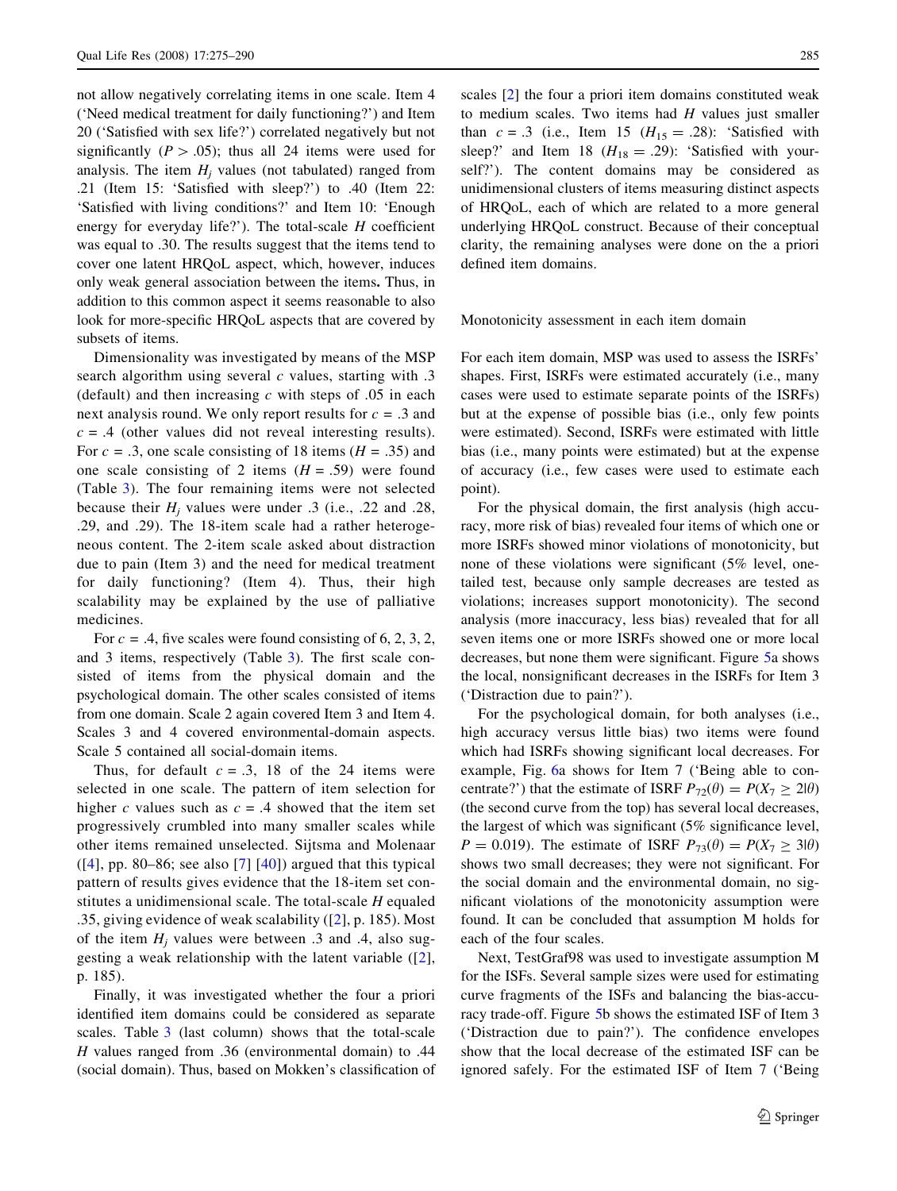not allow negatively correlating items in one scale. Item 4 ('Need medical treatment for daily functioning?') and Item 20 ('Satisfied with sex life?') correlated negatively but not significantly ($P > .05$); thus all 24 items were used for analysis. The item $H_j$ values (not tabulated) ranged from .21 (Item 15: 'Satisfied with sleep?') to .40 (Item 22: 'Satisfied with living conditions?' and Item 10: 'Enough energy for everyday life?'). The total-scale $H$ coefficient was equal to .30. The results suggest that the items tend to cover one latent HRQoL aspect, which, however, induces only weak general association between the items**.** Thus, in addition to this common aspect it seems reasonable to also look for more-specific HRQoL aspects that are covered by subsets of items.

Dimensionality was investigated by means of the MSP search algorithm using several $c$ values, starting with .3 (default) and then increasing $c$ with steps of .05 in each next analysis round. We only report results for $c = .3$ and $c = .4$ (other values did not reveal interesting results). For $c = .3$, one scale consisting of 18 items ($H = .35$) and one scale consisting of 2 items ($H = .59$) were found (Table 3). The four remaining items were not selected because their $H_j$ values were under .3 (i.e., .22 and .28, .29, and .29). The 18-item scale had a rather heterogeneous content. The 2-item scale asked about distraction due to pain (Item 3) and the need for medical treatment for daily functioning? (Item 4). Thus, their high scalability may be explained by the use of palliative medicines.

For $c = .4$, five scales were found consisting of 6, 2, 3, 2, and 3 items, respectively (Table 3). The first scale consisted of items from the physical domain and the psychological domain. The other scales consisted of items from one domain. Scale 2 again covered Item 3 and Item 4. Scales 3 and 4 covered environmental-domain aspects. Scale 5 contained all social-domain items.

Thus, for default $c = .3$, 18 of the 24 items were selected in one scale. The pattern of item selection for higher $c$ values such as $c = .4$ showed that the item set progressively crumbled into many smaller scales while other items remained unselected. Sijtsma and Molenaar ([4], pp. 80–86; see also [7] [40]) argued that this typical pattern of results gives evidence that the 18-item set constitutes a unidimensional scale. The total-scale $H$ equaled .35, giving evidence of weak scalability ([2], p. 185). Most of the item $H_j$ values were between .3 and .4, also suggesting a weak relationship with the latent variable ([2], p. 185).

Finally, it was investigated whether the four a priori identified item domains could be considered as separate scales. Table 3 (last column) shows that the total-scale $H$ values ranged from .36 (environmental domain) to .44 (social domain). Thus, based on Mokken's classification of scales [2] the four a priori item domains constituted weak to medium scales. Two items had $H$ values just smaller than $c = .3$ (i.e., Item 15 ($H_{15} = .28$): 'Satisfied with sleep?' and Item 18 ($H_{18} = .29$): 'Satisfied with yourself?'). The content domains may be considered as unidimensional clusters of items measuring distinct aspects of HRQoL, each of which are related to a more general underlying HRQoL construct. Because of their conceptual clarity, the remaining analyses were done on the a priori defined item domains.

## Monotonicity assessment in each item domain

For each item domain, MSP was used to assess the ISRFs' shapes. First, ISRFs were estimated accurately (i.e., many cases were used to estimate separate points of the ISRFs) but at the expense of possible bias (i.e., only few points were estimated). Second, ISRFs were estimated with little bias (i.e., many points were estimated) but at the expense of accuracy (i.e., few cases were used to estimate each point).

For the physical domain, the first analysis (high accuracy, more risk of bias) revealed four items of which one or more ISRFs showed minor violations of monotonicity, but none of these violations were significant (5% level, one-tailed test, because only sample decreases are tested as violations; increases support monotonicity). The second analysis (more inaccuracy, less bias) revealed that for all seven items one or more ISRFs showed one or more local decreases, but none them were significant. Figure 5a shows the local, nonsignificant decreases in the ISRFs for Item 3 ('Distraction due to pain?').

For the psychological domain, for both analyses (i.e., high accuracy versus little bias) two items were found which had ISRFs showing significant local decreases. For example, Fig. 6a shows for Item 7 ('Being able to concentrate?') that the estimate of ISRF $P_{72}(\theta) = P(X_7 \geq 2|\theta)$ (the second curve from the top) has several local decreases, the largest of which was significant (5% significance level, $P = 0.019$). The estimate of ISRF $P_{73}(\theta) = P(X_7 \geq 3|\theta)$ shows two small decreases; they were not significant. For the social domain and the environmental domain, no significant violations of the monotonicity assumption were found. It can be concluded that assumption M holds for each of the four scales.

Next, TestGraf98 was used to investigate assumption M for the ISFs. Several sample sizes were used for estimating curve fragments of the ISFs and balancing the bias-accuracy trade-off. Figure 5b shows the estimated ISF of Item 3 ('Distraction due to pain?'). The confidence envelopes show that the local decrease of the estimated ISF can be ignored safely. For the estimated ISF of Item 7 ('Being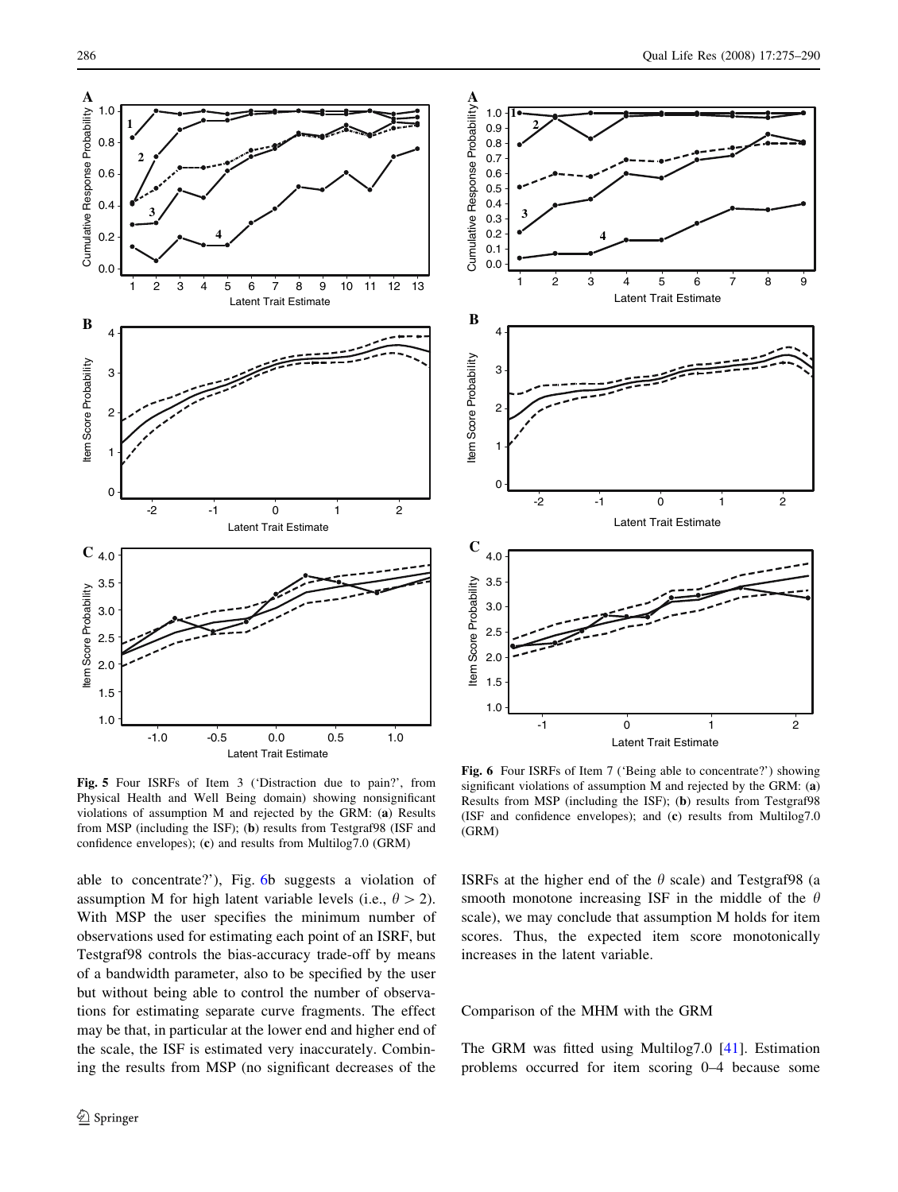Fig. 5 Four ISRFs of Item 3 ('Distraction due to pain?', from Physical Health and Well Being domain) showing nonsignificant violations of assumption M and rejected by the GRM: (**a**) Results from MSP (including the ISF); (**b**) results from Testgraf98 (ISF and confidence envelopes); (**c**) and results from Multilog7.0 (GRM)

Fig. 6 Four ISRFs of Item 7 ('Being able to concentrate?') showing significant violations of assumption M and rejected by the GRM: (**a**) Results from MSP (including the ISF); (**b**) results from Testgraf98 (ISF and confidence envelopes); and (**c**) results from Multilog7.0 (GRM)

able to concentrate?'), Fig. 6b suggests a violation of assumption M for high latent variable levels (i.e., $\theta > 2$). With MSP the user specifies the minimum number of observations used for estimating each point of an ISRF, but Testgraf98 controls the bias-accuracy trade-off by means of a bandwidth parameter, also to be specified by the user but without being able to control the number of observations for estimating separate curve fragments. The effect may be that, in particular at the lower end and higher end of the scale, the ISF is estimated very inaccurately. Combining the results from MSP (no significant decreases of the ISRFs at the higher end of the $\theta$ scale) and Testgraf98 (a smooth monotone increasing ISF in the middle of the $\theta$ scale), we may conclude that assumption M holds for item scores. Thus, the expected item score monotonically increases in the latent variable.

## Comparison of the MHM with the GRM

The GRM was fitted using Multilog7.0 [41]. Estimation problems occurred for item scoring 0–4 because some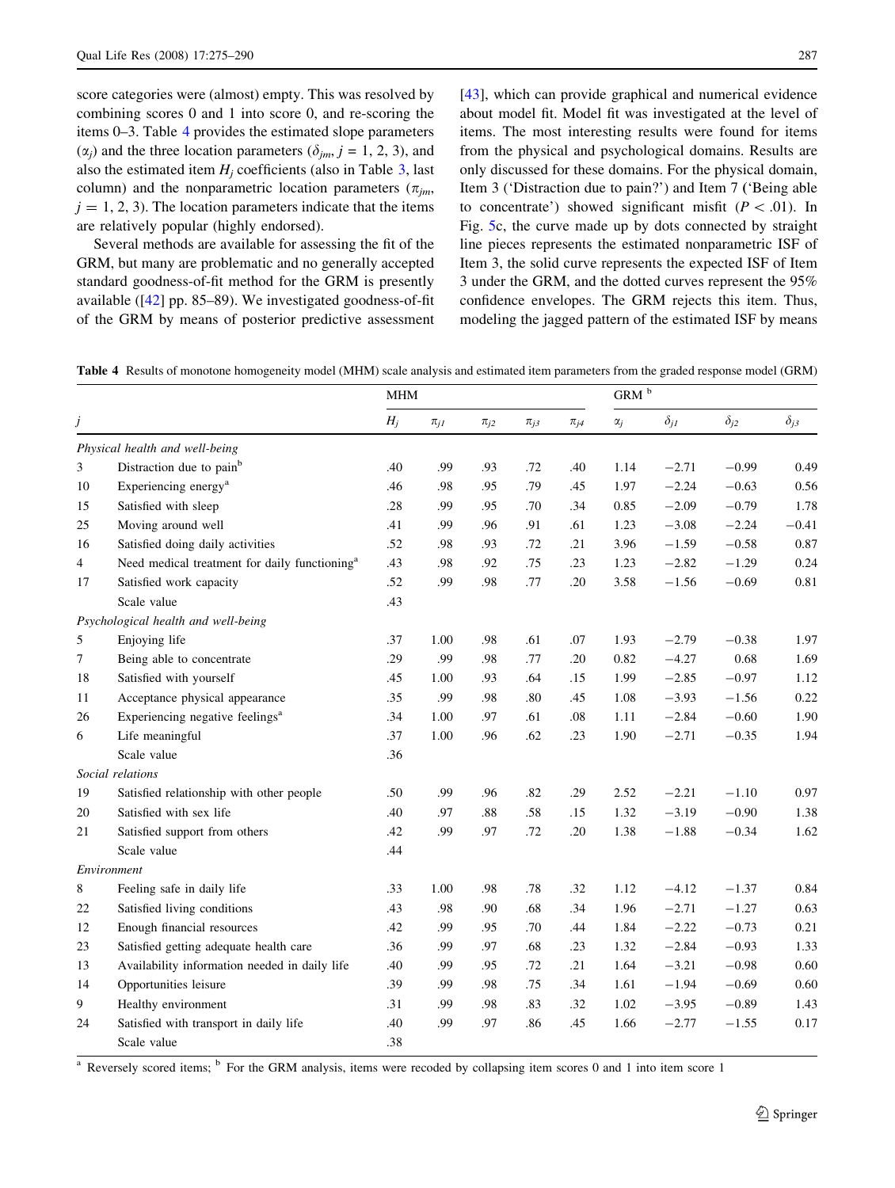score categories were (almost) empty. This was resolved by combining scores 0 and 1 into score 0, and re-scoring the items 0–3. Table 4 provides the estimated slope parameters ($\alpha_j$) and the three location parameters ($\delta_{jm}$, $j$ = 1, 2, 3), and also the estimated item $H_j$ coefficients (also in Table 3, last column) and the nonparametric location parameters ($\pi_{jm}$, $j$ = 1, 2, 3). The location parameters indicate that the items are relatively popular (highly endorsed).

Several methods are available for assessing the fit of the GRM, but many are problematic and no generally accepted standard goodness-of-fit method for the GRM is presently available ([42] pp. 85–89). We investigated goodness-of-fit of the GRM by means of posterior predictive assessment [43], which can provide graphical and numerical evidence about model fit. Model fit was investigated at the level of items. The most interesting results were found for items from the physical and psychological domains. Results are only discussed for these domains. For the physical domain, Item 3 ('Distraction due to pain?') and Item 7 ('Being able to concentrate') showed significant misfit ($P$ < .01). In Fig. 5c, the curve made up by dots connected by straight line pieces represents the estimated nonparametric ISF of Item 3, the solid curve represents the expected ISF of Item 3 under the GRM, and the dotted curves represent the 95% confidence envelopes. The GRM rejects this item. Thus, modeling the jagged pattern of the estimated ISF by means

**Table 4** Results of monotone homogeneity model (MHM) scale analysis and estimated item parameters from the graded response model (GRM)

| | | MHM | | | | | GRM [b] | | | |
|---|---|---|---|---|---|---|---|---|---|---|
| $j$ | | $H_j$ | $\pi_{j1}$ | $\pi_{j2}$ | $\pi_{j3}$ | $\pi_{j4}$ | $\alpha_j$ | $\delta_{j1}$ | $\delta_{j2}$ | $\delta_{j3}$ |
| *Physical health and well-being* | | | | | | | | | | |
| 3 | Distraction due to pain[b] | .40 | .99 | .93 | .72 | .40 | 1.14 | −2.71 | −0.99 | 0.49 |
| 10 | Experiencing energy[a] | .46 | .98 | .95 | .79 | .45 | 1.97 | −2.24 | −0.63 | 0.56 |
| 15 | Satisfied with sleep | .28 | .99 | .95 | .70 | .34 | 0.85 | −2.09 | −0.79 | 1.78 |
| 25 | Moving around well | .41 | .99 | .96 | .91 | .61 | 1.23 | −3.08 | −2.24 | −0.41 |
| 16 | Satisfied doing daily activities | .52 | .98 | .93 | .72 | .21 | 3.96 | −1.59 | −0.58 | 0.87 |
| 4 | Need medical treatment for daily functioning[a] | .43 | .98 | .92 | .75 | .23 | 1.23 | −2.82 | −1.29 | 0.24 |
| 17 | Satisfied work capacity | .52 | .99 | .98 | .77 | .20 | 3.58 | −1.56 | −0.69 | 0.81 |
| | Scale value | .43 | | | | | | | | |
| *Psychological health and well-being* | | | | | | | | | | |
| 5 | Enjoying life | .37 | 1.00 | .98 | .61 | .07 | 1.93 | −2.79 | −0.38 | 1.97 |
| 7 | Being able to concentrate | .29 | .99 | .98 | .77 | .20 | 0.82 | −4.27 | 0.68 | 1.69 |
| 18 | Satisfied with yourself | .45 | 1.00 | .93 | .64 | .15 | 1.99 | −2.85 | −0.97 | 1.12 |
| 11 | Acceptance physical appearance | .35 | .99 | .98 | .80 | .45 | 1.08 | −3.93 | −1.56 | 0.22 |
| 26 | Experiencing negative feelings[a] | .34 | 1.00 | .97 | .61 | .08 | 1.11 | −2.84 | −0.60 | 1.90 |
| 6 | Life meaningful | .37 | 1.00 | .96 | .62 | .23 | 1.90 | −2.71 | −0.35 | 1.94 |
| | Scale value | .36 | | | | | | | | |
| *Social relations* | | | | | | | | | | |
| 19 | Satisfied relationship with other people | .50 | .99 | .96 | .82 | .29 | 2.52 | −2.21 | −1.10 | 0.97 |
| 20 | Satisfied with sex life | .40 | .97 | .88 | .58 | .15 | 1.32 | −3.19 | −0.90 | 1.38 |
| 21 | Satisfied support from others | .42 | .99 | .97 | .72 | .20 | 1.38 | −1.88 | −0.34 | 1.62 |
| | Scale value | .44 | | | | | | | | |
| *Environment* | | | | | | | | | | |
| 8 | Feeling safe in daily life | .33 | 1.00 | .98 | .78 | .32 | 1.12 | −4.12 | −1.37 | 0.84 |
| 22 | Satisfied living conditions | .43 | .98 | .90 | .68 | .34 | 1.96 | −2.71 | −1.27 | 0.63 |
| 12 | Enough financial resources | .42 | .99 | .95 | .70 | .44 | 1.84 | −2.22 | −0.73 | 0.21 |
| 23 | Satisfied getting adequate health care | .36 | .99 | .97 | .68 | .23 | 1.32 | −2.84 | −0.93 | 1.33 |
| 13 | Availability information needed in daily life | .40 | .99 | .95 | .72 | .21 | 1.64 | −3.21 | −0.98 | 0.60 |
| 14 | Opportunities leisure | .39 | .99 | .98 | .75 | .34 | 1.61 | −1.94 | −0.69 | 0.60 |
| 9 | Healthy environment | .31 | .99 | .98 | .83 | .32 | 1.02 | −3.95 | −0.89 | 1.43 |
| 24 | Satisfied with transport in daily life | .40 | .99 | .97 | .86 | .45 | 1.66 | −2.77 | −1.55 | 0.17 |
| | Scale value | .38 | | | | | | | | |

[a] Reversely scored items; [b] For the GRM analysis, items were recoded by collapsing item scores 0 and 1 into item score 1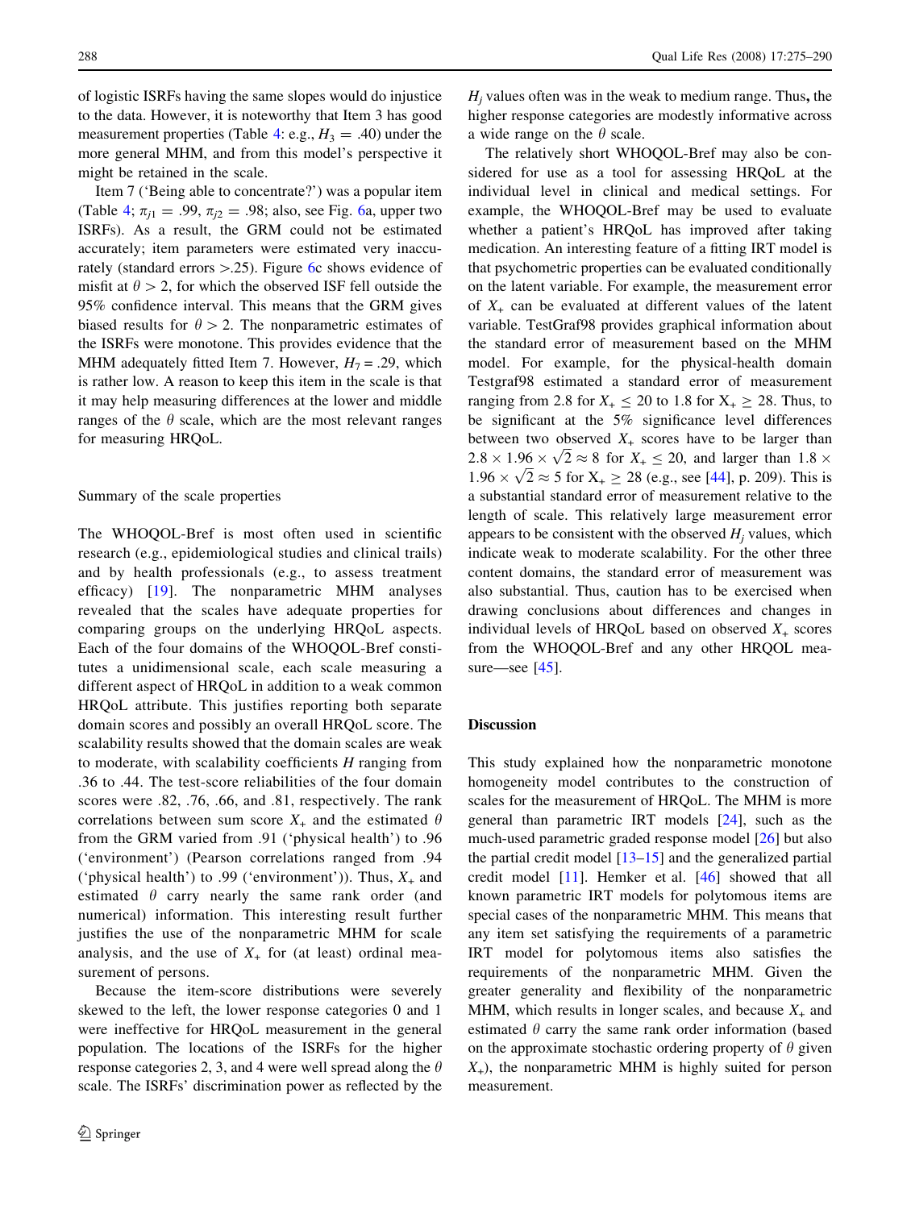of logistic ISRFs having the same slopes would do injustice to the data. However, it is noteworthy that Item 3 has good measurement properties (Table 4: e.g., $H_3 = .40$) under the more general MHM, and from this model's perspective it might be retained in the scale.

Item 7 ('Being able to concentrate?') was a popular item (Table 4; $\pi_{j1} = .99$, $\pi_{j2} = .98$; also, see Fig. 6a, upper two ISRFs). As a result, the GRM could not be estimated accurately; item parameters were estimated very inaccurately (standard errors >.25). Figure 6c shows evidence of misfit at $\theta > 2$, for which the observed ISF fell outside the 95% confidence interval. This means that the GRM gives biased results for $\theta > 2$. The nonparametric estimates of the ISRFs were monotone. This provides evidence that the MHM adequately fitted Item 7. However, $H_7 = .29$, which is rather low. A reason to keep this item in the scale is that it may help measuring differences at the lower and middle ranges of the $\theta$ scale, which are the most relevant ranges for measuring HRQoL.

### Summary of the scale properties

The WHOQOL-Bref is most often used in scientific research (e.g., epidemiological studies and clinical trails) and by health professionals (e.g., to assess treatment efficacy) [19]. The nonparametric MHM analyses revealed that the scales have adequate properties for comparing groups on the underlying HRQoL aspects. Each of the four domains of the WHOQOL-Bref constitutes a unidimensional scale, each scale measuring a different aspect of HRQoL in addition to a weak common HRQoL attribute. This justifies reporting both separate domain scores and possibly an overall HRQoL score. The scalability results showed that the domain scales are weak to moderate, with scalability coefficients $H$ ranging from .36 to .44. The test-score reliabilities of the four domain scores were .82, .76, .66, and .81, respectively. The rank correlations between sum score $X_+$ and the estimated $\theta$ from the GRM varied from .91 ('physical health') to .96 ('environment') (Pearson correlations ranged from .94 ('physical health') to .99 ('environment')). Thus, $X_+$ and estimated $\theta$ carry nearly the same rank order (and numerical) information. This interesting result further justifies the use of the nonparametric MHM for scale analysis, and the use of $X_+$ for (at least) ordinal measurement of persons.

Because the item-score distributions were severely skewed to the left, the lower response categories 0 and 1 were ineffective for HRQoL measurement in the general population. The locations of the ISRFs for the higher response categories 2, 3, and 4 were well spread along the $\theta$ scale. The ISRFs' discrimination power as reflected by the $H_j$ values often was in the weak to medium range. Thus, the higher response categories are modestly informative across a wide range on the $\theta$ scale.

The relatively short WHOQOL-Bref may also be considered for use as a tool for assessing HRQoL at the individual level in clinical and medical settings. For example, the WHOQOL-Bref may be used to evaluate whether a patient's HRQoL has improved after taking medication. An interesting feature of a fitting IRT model is that psychometric properties can be evaluated conditionally on the latent variable. For example, the measurement error of $X_+$ can be evaluated at different values of the latent variable. TestGraf98 provides graphical information about the standard error of measurement based on the MHM model. For example, for the physical-health domain Testgraf98 estimated a standard error of measurement ranging from 2.8 for $X_+ \leq 20$ to 1.8 for $X_+ \geq 28$. Thus, to be significant at the 5% significance level differences between two observed $X_+$ scores have to be larger than $2.8 \times 1.96 \times \sqrt{2} \approx 8$ for $X_+ \leq 20$, and larger than $1.8 \times 1.96 \times \sqrt{2} \approx 5$ for $X_+ \geq 28$ (e.g., see [44], p. 209). This is a substantial standard error of measurement relative to the length of scale. This relatively large measurement error appears to be consistent with the observed $H_j$ values, which indicate weak to moderate scalability. For the other three content domains, the standard error of measurement was also substantial. Thus, caution has to be exercised when drawing conclusions about differences and changes in individual levels of HRQoL based on observed $X_+$ scores from the WHOQOL-Bref and any other HRQOL measure—see [45].

## Discussion

This study explained how the nonparametric monotone homogeneity model contributes to the construction of scales for the measurement of HRQoL. The MHM is more general than parametric IRT models [24], such as the much-used parametric graded response model [26] but also the partial credit model [13–15] and the generalized partial credit model [11]. Hemker et al. [46] showed that all known parametric IRT models for polytomous items are special cases of the nonparametric MHM. This means that any item set satisfying the requirements of a parametric IRT model for polytomous items also satisfies the requirements of the nonparametric MHM. Given the greater generality and flexibility of the nonparametric MHM, which results in longer scales, and because $X_+$ and estimated $\theta$ carry the same rank order information (based on the approximate stochastic ordering property of $\theta$ given $X_+$), the nonparametric MHM is highly suited for person measurement.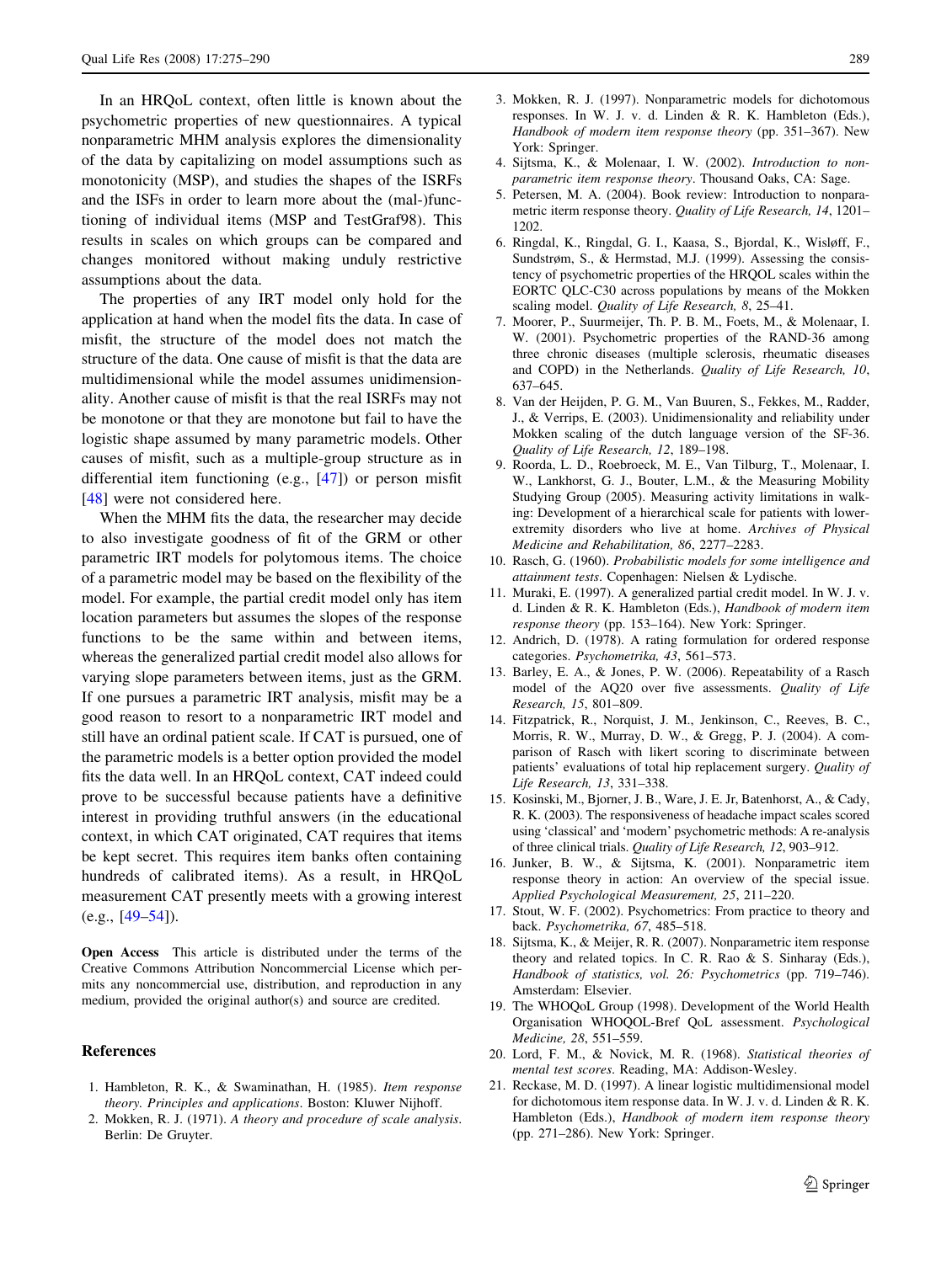In an HRQoL context, often little is known about the psychometric properties of new questionnaires. A typical nonparametric MHM analysis explores the dimensionality of the data by capitalizing on model assumptions such as monotonicity (MSP), and studies the shapes of the ISRFs and the ISFs in order to learn more about the (mal-)functioning of individual items (MSP and TestGraf98). This results in scales on which groups can be compared and changes monitored without making unduly restrictive assumptions about the data.

The properties of any IRT model only hold for the application at hand when the model fits the data. In case of misfit, the structure of the model does not match the structure of the data. One cause of misfit is that the data are multidimensional while the model assumes unidimensionality. Another cause of misfit is that the real ISRFs may not be monotone or that they are monotone but fail to have the logistic shape assumed by many parametric models. Other causes of misfit, such as a multiple-group structure as in differential item functioning (e.g., [47]) or person misfit [48] were not considered here.

When the MHM fits the data, the researcher may decide to also investigate goodness of fit of the GRM or other parametric IRT models for polytomous items. The choice of a parametric model may be based on the flexibility of the model. For example, the partial credit model only has item location parameters but assumes the slopes of the response functions to be the same within and between items, whereas the generalized partial credit model also allows for varying slope parameters between items, just as the GRM. If one pursues a parametric IRT analysis, misfit may be a good reason to resort to a nonparametric IRT model and still have an ordinal patient scale. If CAT is pursued, one of the parametric models is a better option provided the model fits the data well. In an HRQoL context, CAT indeed could prove to be successful because patients have a definitive interest in providing truthful answers (in the educational context, in which CAT originated, CAT requires that items be kept secret. This requires item banks often containing hundreds of calibrated items). As a result, in HRQoL measurement CAT presently meets with a growing interest (e.g., [49–54]).

**Open Access** This article is distributed under the terms of the Creative Commons Attribution Noncommercial License which permits any noncommercial use, distribution, and reproduction in any medium, provided the original author(s) and source are credited.

## References

1. Hambleton, R. K., & Swaminathan, H. (1985). *Item response theory. Principles and applications*. Boston: Kluwer Nijhoff.
2. Mokken, R. J. (1971). *A theory and procedure of scale analysis*. Berlin: De Gruyter.
3. Mokken, R. J. (1997). Nonparametric models for dichotomous responses. In W. J. v. d. Linden & R. K. Hambleton (Eds.), *Handbook of modern item response theory* (pp. 351–367). New York: Springer.
4. Sijtsma, K., & Molenaar, I. W. (2002). *Introduction to nonparametric item response theory*. Thousand Oaks, CA: Sage.
5. Petersen, M. A. (2004). Book review: Introduction to nonparametric iterm response theory. *Quality of Life Research, 14*, 1201–1202.
6. Ringdal, K., Ringdal, G. I., Kaasa, S., Bjordal, K., Wisløff, F., Sundstrøm, S., & Hermstad, M.J. (1999). Assessing the consistency of psychometric properties of the HRQOL scales within the EORTC QLC-C30 across populations by means of the Mokken scaling model. *Quality of Life Research, 8*, 25–41.
7. Moorer, P., Suurmeijer, Th. P. B. M., Foets, M., & Molenaar, I. W. (2001). Psychometric properties of the RAND-36 among three chronic diseases (multiple sclerosis, rheumatic diseases and COPD) in the Netherlands. *Quality of Life Research, 10*, 637–645.
8. Van der Heijden, P. G. M., Van Buuren, S., Fekkes, M., Radder, J., & Verrips, E. (2003). Unidimensionality and reliability under Mokken scaling of the dutch language version of the SF-36. *Quality of Life Research, 12*, 189–198.
9. Roorda, L. D., Roebroeck, M. E., Van Tilburg, T., Molenaar, I. W., Lankhorst, G. J., Bouter, L.M., & the Measuring Mobility Studying Group (2005). Measuring activity limitations in walking: Development of a hierarchical scale for patients with lower-extremity disorders who live at home. *Archives of Physical Medicine and Rehabilitation, 86*, 2277–2283.
10. Rasch, G. (1960). *Probabilistic models for some intelligence and attainment tests*. Copenhagen: Nielsen & Lydische.
11. Muraki, E. (1997). A generalized partial credit model. In W. J. v. d. Linden & R. K. Hambleton (Eds.), *Handbook of modern item response theory* (pp. 153–164). New York: Springer.
12. Andrich, D. (1978). A rating formulation for ordered response categories. *Psychometrika, 43*, 561–573.
13. Barley, E. A., & Jones, P. W. (2006). Repeatability of a Rasch model of the AQ20 over five assessments. *Quality of Life Research, 15*, 801–809.
14. Fitzpatrick, R., Norquist, J. M., Jenkinson, C., Reeves, B. C., Morris, R. W., Murray, D. W., & Gregg, P. J. (2004). A comparison of Rasch with likert scoring to discriminate between patients' evaluations of total hip replacement surgery. *Quality of Life Research, 13*, 331–338.
15. Kosinski, M., Bjorner, J. B., Ware, J. E. Jr, Batenhorst, A., & Cady, R. K. (2003). The responsiveness of headache impact scales scored using 'classical' and 'modern' psychometric methods: A re-analysis of three clinical trials. *Quality of Life Research, 12*, 903–912.
16. Junker, B. W., & Sijtsma, K. (2001). Nonparametric item response theory in action: An overview of the special issue. *Applied Psychological Measurement, 25*, 211–220.
17. Stout, W. F. (2002). Psychometrics: From practice to theory and back. *Psychometrika, 67*, 485–518.
18. Sijtsma, K., & Meijer, R. R. (2007). Nonparametric item response theory and related topics. In C. R. Rao & S. Sinharay (Eds.), *Handbook of statistics, vol. 26: Psychometrics* (pp. 719–746). Amsterdam: Elsevier.
19. The WHOQoL Group (1998). Development of the World Health Organisation WHOQOL-Bref QoL assessment. *Psychological Medicine, 28*, 551–559.
20. Lord, F. M., & Novick, M. R. (1968). *Statistical theories of mental test scores*. Reading, MA: Addison-Wesley.
21. Reckase, M. D. (1997). A linear logistic multidimensional model for dichotomous item response data. In W. J. v. d. Linden & R. K. Hambleton (Eds.), *Handbook of modern item response theory* (pp. 271–286). New York: Springer.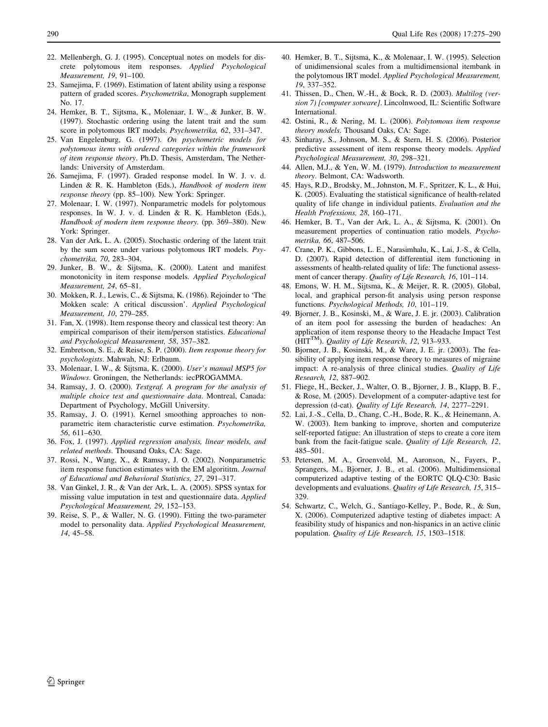22. Mellenbergh, G. J. (1995). Conceptual notes on models for discrete polytomous item responses. *Applied Psychological Measurement, 19*, 91–100.
23. Samejima, F. (1969). Estimation of latent ability using a response pattern of graded scores. *Psychometrika*, Monograph supplement No. 17.
24. Hemker, B. T., Sijtsma, K., Molenaar, I. W., & Junker, B. W. (1997). Stochastic ordering using the latent trait and the sum score in polytomous IRT models. *Psychometrika, 62*, 331–347.
25. Van Engelenburg, G. (1997). *On psychometric models for polytomous items with ordered categories within the framework of item response theory*. Ph.D. Thesis, Amsterdam, The Netherlands: University of Amsterdam.
26. Samejima, F. (1997). Graded response model. In W. J. v. d. Linden & R. K. Hambleton (Eds.), *Handbook of modern item response theory* (pp. 85–100). New York: Springer.
27. Molenaar, I. W. (1997). Nonparametric models for polytomous responses. In W. J. v. d. Linden & R. K. Hambleton (Eds.), *Handbook of modern item response theory.* (pp. 369–380). New York: Springer.
28. Van der Ark, L. A. (2005). Stochastic ordering of the latent trait by the sum score under various polytomous IRT models. *Psychometrika, 70*, 283–304.
29. Junker, B. W., & Sijtsma, K. (2000). Latent and manifest monotonicity in item response models. *Applied Psychological Measurement, 24*, 65–81.
30. Mokken, R. J., Lewis, C., & Sijtsma, K. (1986). Rejoinder to 'The Mokken scale: A critical discussion'. *Applied Psychological Measurement, 10*, 279–285.
31. Fan, X. (1998). Item response theory and classical test theory: An empirical comparison of their item/person statistics. *Educational and Psychological Measurement, 58*, 357–382.
32. Embretson, S. E., & Reise, S. P. (2000). *Item response theory for psychologists*. Mahwah, NJ: Erlbaum.
33. Molenaar, I. W., & Sijtsma, K. (2000). *User's manual MSP5 for Windows*. Groningen, the Netherlands: iecPROGAMMA.
34. Ramsay, J. O. (2000). *Testgraf. A program for the analysis of multiple choice test and questionnaire data*. Montreal, Canada: Department of Psychology, McGill University.
35. Ramsay, J. O. (1991). Kernel smoothing approaches to nonparametric item characteristic curve estimation. *Psychometrika, 56*, 611–630.
36. Fox, J. (1997). *Applied regression analysis, linear models, and related methods*. Thousand Oaks, CA: Sage.
37. Rossi, N., Wang, X., & Ramsay, J. O. (2002). Nonparametric item response function estimates with the EM algorititm. *Journal of Educational and Behavioral Statistics, 27*, 291–317.
38. Van Ginkel, J. R., & Van der Ark, L. A. (2005). SPSS syntax for missing value imputation in test and questionnaire data. *Applied Psychological Measurement, 29*, 152–153.
39. Reise, S. P., & Waller, N. G. (1990). Fitting the two-parameter model to personality data. *Applied Psychological Measurement, 14*, 45–58.
40. Hemker, B. T., Sijtsma, K., & Molenaar, I. W. (1995). Selection of unidimensional scales from a multidimensional itembank in the polytomous IRT model. *Applied Psychological Measurement, 19*, 337–352.
41. Thissen, D., Chen, W.-H., & Bock, R. D. (2003). *Multilog (version 7) [computer sotware]*. Lincolnwood, IL: Scientific Software International.
42. Ostini, R., & Nering, M. L. (2006). *Polytomous item response theory models*. Thousand Oaks, CA: Sage.
43. Sinharay, S., Johnson, M. S., & Stern, H. S. (2006). Posterior predictive assessment of item response theory models. *Applied Psychological Measurement, 30*, 298–321.
44. Allen, M.J., & Yen, W. M. (1979). *Introduction to measurement theory*. Belmont, CA: Wadsworth.
45. Hays, R.D., Brodsky, M., Johnston, M. F., Spritzer, K. L., & Hui, K. (2005). Evaluating the statistical significance of health-related quality of life change in individual patients. *Evaluation and the Health Professions, 28*, 160–171.
46. Hemker, B. T., Van der Ark, L. A., & Sijtsma, K. (2001). On measurement properties of continuation ratio models. *Psychometrika, 66*, 487–506.
47. Crane, P. K., Gibbons, L. E., Narasimhalu, K., Lai, J.-S., & Cella, D. (2007). Rapid detection of differential item functioning in assessments of health-related quality of life: The functional assessment of cancer therapy. *Quality of Life Research, 16*, 101–114.
48. Emons, W. H. M., Sijtsma, K., & Meijer, R. R. (2005). Global, local, and graphical person-fit analysis using person response functions. *Psychological Methods, 10*, 101–119.
49. Bjorner, J. B., Kosinski, M., & Ware, J. E. jr. (2003). Calibration of an item pool for assessing the burden of headaches: An application of item response theory to the Headache Impact Test (HIT[TM]). *Quality of Life Research*, *12*, 913–933.
50. Bjorner, J. B., Kosinski, M., & Ware, J. E. jr. (2003). The feasibility of applying item response theory to measures of migraine impact: A re-analysis of three clinical studies. *Quality of Life Research, 12*, 887–902.
51. Fliege, H., Becker, J., Walter, O. B., Bjorner, J. B., Klapp, B. F., & Rose, M. (2005). Development of a computer-adaptive test for depression (d-cat). *Quality of Life Research, 14*, 2277–2291.
52. Lai, J.-S., Cella, D., Chang, C.-H., Bode, R. K., & Heinemann, A. W. (2003). Item banking to improve, shorten and computerize self-reported fatigue: An illustration of steps to create a core item bank from the facit-fatigue scale. *Quality of Life Research, 12*, 485–501.
53. Petersen, M. A., Groenvold, M., Aaronson, N., Fayers, P., Sprangers, M., Bjorner, J. B., et al. (2006). Multidimensional computerized adaptive testing of the EORTC QLQ-C30: Basic developments and evaluations. *Quality of Life Research, 15*, 315–329.
54. Schwartz, C., Welch, G., Santiago-Kelley, P., Bode, R., & Sun, X. (2006). Computerized adaptive testing of diabetes impact: A feasibility study of hispanics and non-hispanics in an active clinic population. *Quality of Life Research, 15*, 1503–1518.